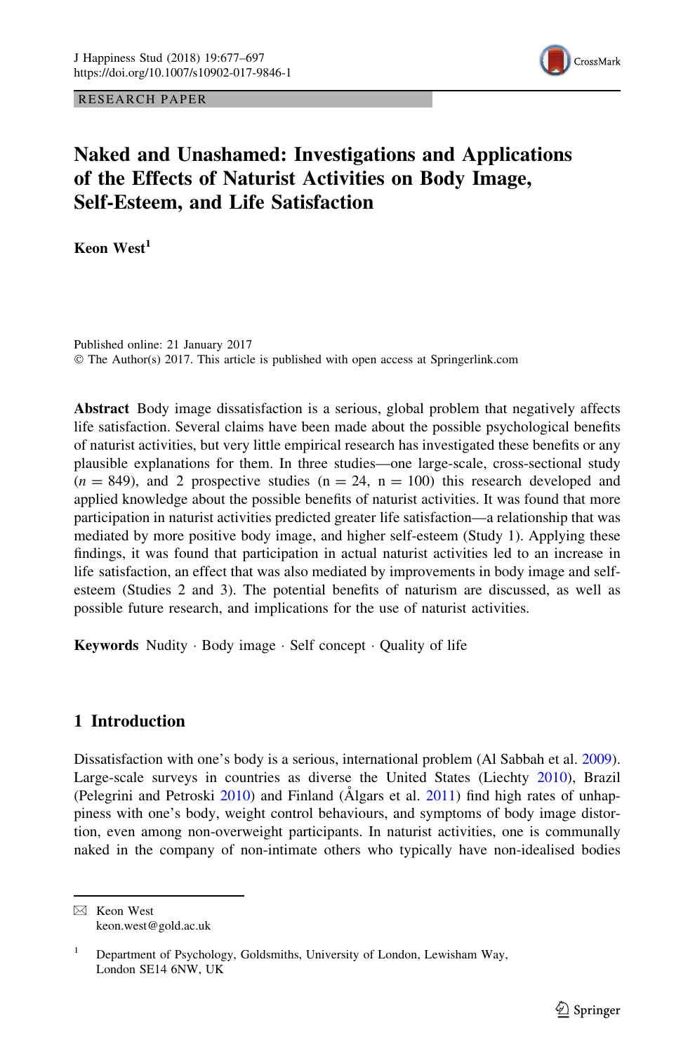RESEARCH PAPER

# Naked and Unashamed: Investigations and Applications of the Effects of Naturist Activities on Body Image, Self-Esteem, and Life Satisfaction

**Keon West**[1]

Published online: 21 January 2017
© The Author(s) 2017. This article is published with open access at Springerlink.com

**Abstract** Body image dissatisfaction is a serious, global problem that negatively affects life satisfaction. Several claims have been made about the possible psychological benefits of naturist activities, but very little empirical research has investigated these benefits or any plausible explanations for them. In three studies—one large-scale, cross-sectional study ($n = 849$), and 2 prospective studies ($n = 24$, $n = 100$) this research developed and applied knowledge about the possible benefits of naturist activities. It was found that more participation in naturist activities predicted greater life satisfaction—a relationship that was mediated by more positive body image, and higher self-esteem (Study 1). Applying these findings, it was found that participation in actual naturist activities led to an increase in life satisfaction, an effect that was also mediated by improvements in body image and self-esteem (Studies 2 and 3). The potential benefits of naturism are discussed, as well as possible future research, and implications for the use of naturist activities.

**Keywords** Nudity · Body image · Self concept · Quality of life

## 1 Introduction

Dissatisfaction with one's body is a serious, international problem (Al Sabbah et al. 2009). Large-scale surveys in countries as diverse the United States (Liechty 2010), Brazil (Pelegrini and Petroski 2010) and Finland (Ålgars et al. 2011) find high rates of unhappiness with one's body, weight control behaviours, and symptoms of body image distortion, even among non-overweight participants. In naturist activities, one is communally naked in the company of non-intimate others who typically have non-idealised bodies

✉ Keon West
keon.west@gold.ac.uk

[1] Department of Psychology, Goldsmiths, University of London, Lewisham Way, London SE14 6NW, UK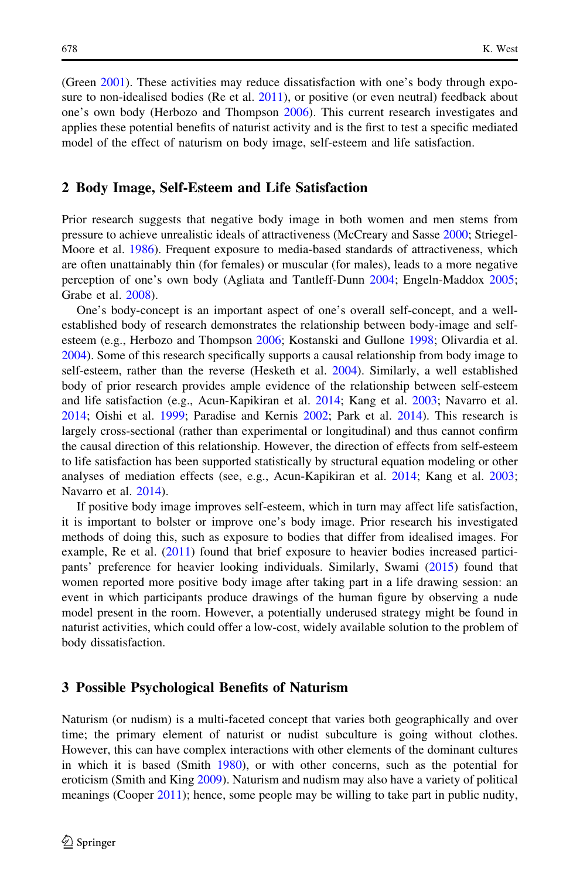(Green 2001). These activities may reduce dissatisfaction with one's body through exposure to non-idealised bodies (Re et al. 2011), or positive (or even neutral) feedback about one's own body (Herbozo and Thompson 2006). This current research investigates and applies these potential benefits of naturist activity and is the first to test a specific mediated model of the effect of naturism on body image, self-esteem and life satisfaction.

## 2 Body Image, Self-Esteem and Life Satisfaction

Prior research suggests that negative body image in both women and men stems from pressure to achieve unrealistic ideals of attractiveness (McCreary and Sasse 2000; Striegel-Moore et al. 1986). Frequent exposure to media-based standards of attractiveness, which are often unattainably thin (for females) or muscular (for males), leads to a more negative perception of one's own body (Agliata and Tantleff-Dunn 2004; Engeln-Maddox 2005; Grabe et al. 2008).

One's body-concept is an important aspect of one's overall self-concept, and a well-established body of research demonstrates the relationship between body-image and self-esteem (e.g., Herbozo and Thompson 2006; Kostanski and Gullone 1998; Olivardia et al. 2004). Some of this research specifically supports a causal relationship from body image to self-esteem, rather than the reverse (Hesketh et al. 2004). Similarly, a well established body of prior research provides ample evidence of the relationship between self-esteem and life satisfaction (e.g., Acun-Kapikiran et al. 2014; Kang et al. 2003; Navarro et al. 2014; Oishi et al. 1999; Paradise and Kernis 2002; Park et al. 2014). This research is largely cross-sectional (rather than experimental or longitudinal) and thus cannot confirm the causal direction of this relationship. However, the direction of effects from self-esteem to life satisfaction has been supported statistically by structural equation modeling or other analyses of mediation effects (see, e.g., Acun-Kapikiran et al. 2014; Kang et al. 2003; Navarro et al. 2014).

If positive body image improves self-esteem, which in turn may affect life satisfaction, it is important to bolster or improve one's body image. Prior research his investigated methods of doing this, such as exposure to bodies that differ from idealised images. For example, Re et al. (2011) found that brief exposure to heavier bodies increased participants' preference for heavier looking individuals. Similarly, Swami (2015) found that women reported more positive body image after taking part in a life drawing session: an event in which participants produce drawings of the human figure by observing a nude model present in the room. However, a potentially underused strategy might be found in naturist activities, which could offer a low-cost, widely available solution to the problem of body dissatisfaction.

## 3 Possible Psychological Benefits of Naturism

Naturism (or nudism) is a multi-faceted concept that varies both geographically and over time; the primary element of naturist or nudist subculture is going without clothes. However, this can have complex interactions with other elements of the dominant cultures in which it is based (Smith 1980), or with other concerns, such as the potential for eroticism (Smith and King 2009). Naturism and nudism may also have a variety of political meanings (Cooper 2011); hence, some people may be willing to take part in public nudity,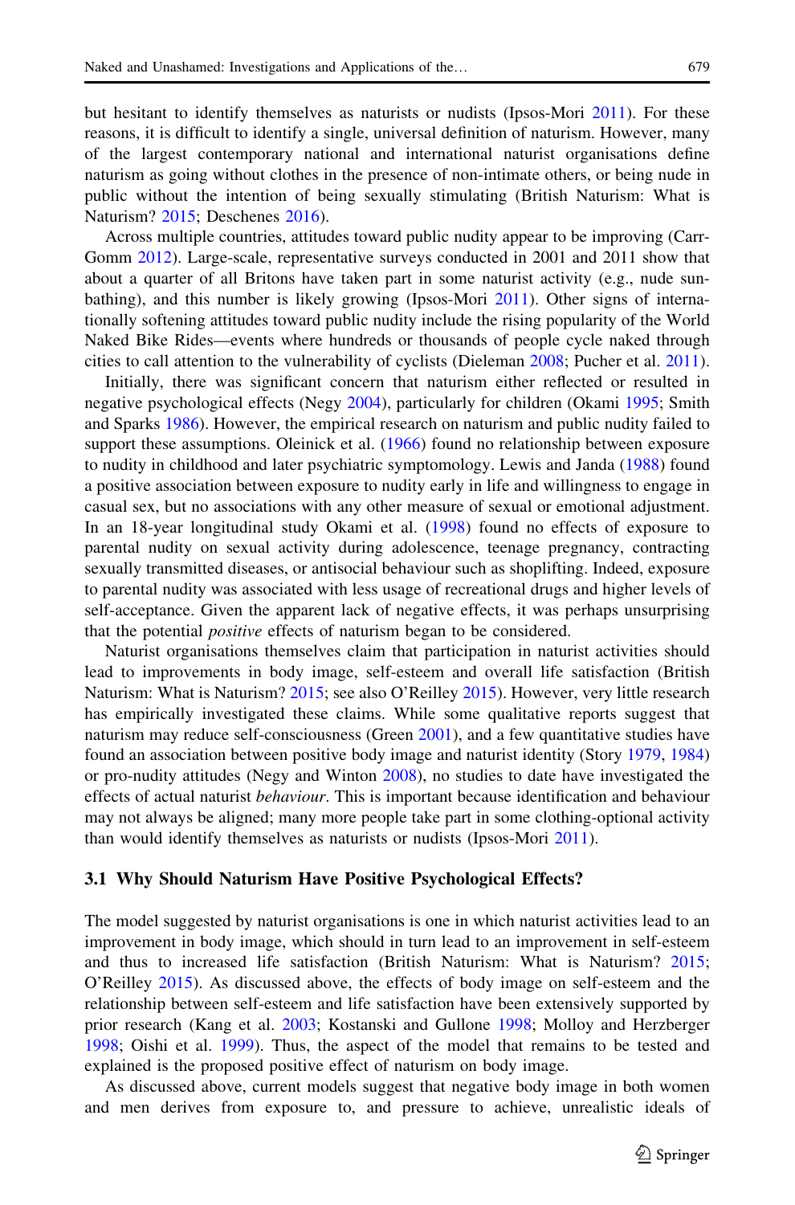but hesitant to identify themselves as naturists or nudists (Ipsos-Mori 2011). For these reasons, it is difficult to identify a single, universal definition of naturism. However, many of the largest contemporary national and international naturist organisations define naturism as going without clothes in the presence of non-intimate others, or being nude in public without the intention of being sexually stimulating (British Naturism: What is Naturism? 2015; Deschenes 2016).

Across multiple countries, attitudes toward public nudity appear to be improving (Carr-Gomm 2012). Large-scale, representative surveys conducted in 2001 and 2011 show that about a quarter of all Britons have taken part in some naturist activity (e.g., nude sunbathing), and this number is likely growing (Ipsos-Mori 2011). Other signs of internationally softening attitudes toward public nudity include the rising popularity of the World Naked Bike Rides—events where hundreds or thousands of people cycle naked through cities to call attention to the vulnerability of cyclists (Dieleman 2008; Pucher et al. 2011).

Initially, there was significant concern that naturism either reflected or resulted in negative psychological effects (Negy 2004), particularly for children (Okami 1995; Smith and Sparks 1986). However, the empirical research on naturism and public nudity failed to support these assumptions. Oleinick et al. (1966) found no relationship between exposure to nudity in childhood and later psychiatric symptomology. Lewis and Janda (1988) found a positive association between exposure to nudity early in life and willingness to engage in casual sex, but no associations with any other measure of sexual or emotional adjustment. In an 18-year longitudinal study Okami et al. (1998) found no effects of exposure to parental nudity on sexual activity during adolescence, teenage pregnancy, contracting sexually transmitted diseases, or antisocial behaviour such as shoplifting. Indeed, exposure to parental nudity was associated with less usage of recreational drugs and higher levels of self-acceptance. Given the apparent lack of negative effects, it was perhaps unsurprising that the potential *positive* effects of naturism began to be considered.

Naturist organisations themselves claim that participation in naturist activities should lead to improvements in body image, self-esteem and overall life satisfaction (British Naturism: What is Naturism? 2015; see also O'Reilley 2015). However, very little research has empirically investigated these claims. While some qualitative reports suggest that naturism may reduce self-consciousness (Green 2001), and a few quantitative studies have found an association between positive body image and naturist identity (Story 1979, 1984) or pro-nudity attitudes (Negy and Winton 2008), no studies to date have investigated the effects of actual naturist *behaviour*. This is important because identification and behaviour may not always be aligned; many more people take part in some clothing-optional activity than would identify themselves as naturists or nudists (Ipsos-Mori 2011).

### 3.1 Why Should Naturism Have Positive Psychological Effects?

The model suggested by naturist organisations is one in which naturist activities lead to an improvement in body image, which should in turn lead to an improvement in self-esteem and thus to increased life satisfaction (British Naturism: What is Naturism? 2015; O'Reilley 2015). As discussed above, the effects of body image on self-esteem and the relationship between self-esteem and life satisfaction have been extensively supported by prior research (Kang et al. 2003; Kostanski and Gullone 1998; Molloy and Herzberger 1998; Oishi et al. 1999). Thus, the aspect of the model that remains to be tested and explained is the proposed positive effect of naturism on body image.

As discussed above, current models suggest that negative body image in both women and men derives from exposure to, and pressure to achieve, unrealistic ideals of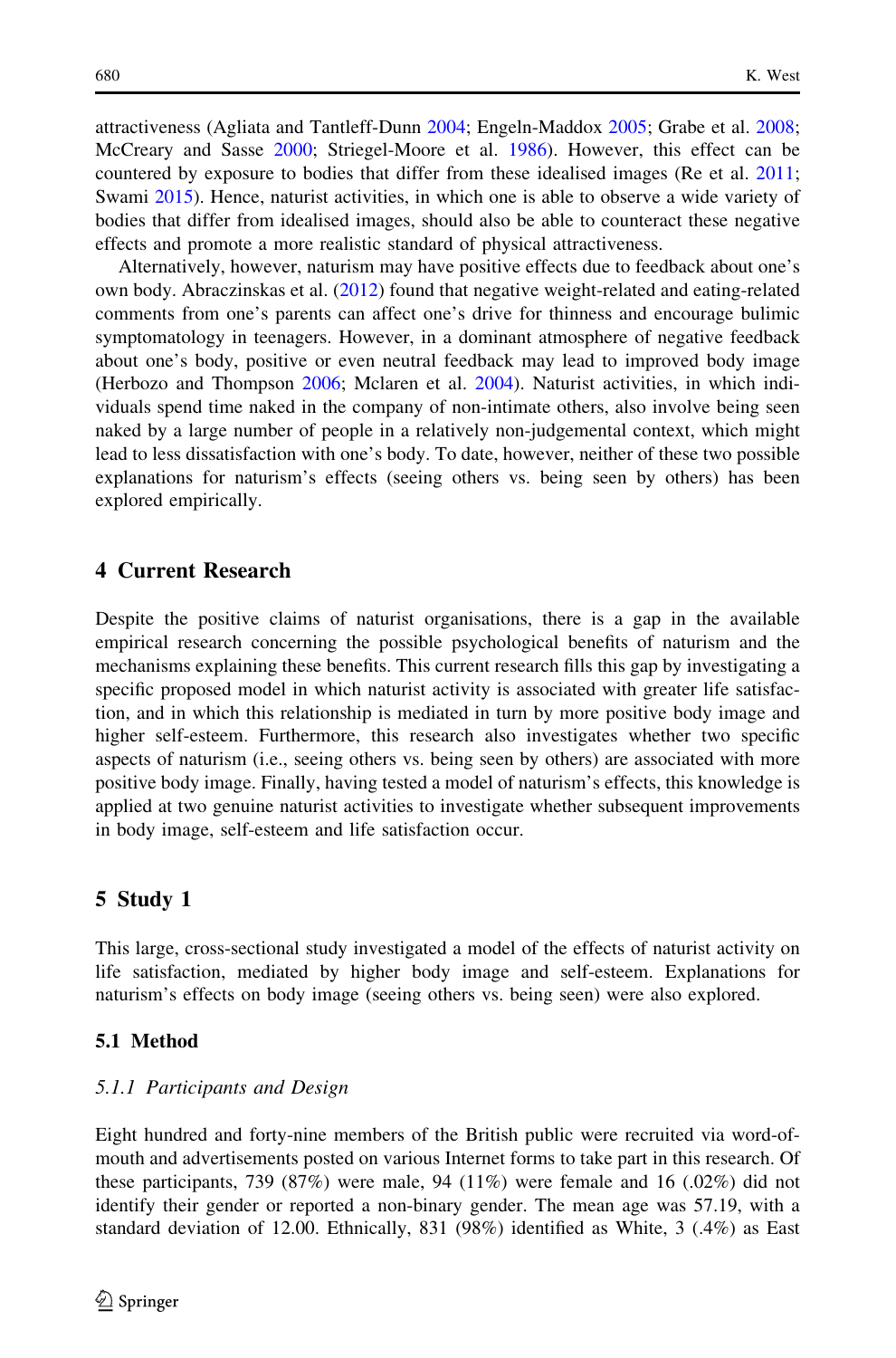attractiveness (Agliata and Tantleff-Dunn 2004; Engeln-Maddox 2005; Grabe et al. 2008; McCreary and Sasse 2000; Striegel-Moore et al. 1986). However, this effect can be countered by exposure to bodies that differ from these idealised images (Re et al. 2011; Swami 2015). Hence, naturist activities, in which one is able to observe a wide variety of bodies that differ from idealised images, should also be able to counteract these negative effects and promote a more realistic standard of physical attractiveness.

Alternatively, however, naturism may have positive effects due to feedback about one's own body. Abraczinskas et al. (2012) found that negative weight-related and eating-related comments from one's parents can affect one's drive for thinness and encourage bulimic symptomatology in teenagers. However, in a dominant atmosphere of negative feedback about one's body, positive or even neutral feedback may lead to improved body image (Herbozo and Thompson 2006; Mclaren et al. 2004). Naturist activities, in which individuals spend time naked in the company of non-intimate others, also involve being seen naked by a large number of people in a relatively non-judgemental context, which might lead to less dissatisfaction with one's body. To date, however, neither of these two possible explanations for naturism's effects (seeing others vs. being seen by others) has been explored empirically.

## 4 Current Research

Despite the positive claims of naturist organisations, there is a gap in the available empirical research concerning the possible psychological benefits of naturism and the mechanisms explaining these benefits. This current research fills this gap by investigating a specific proposed model in which naturist activity is associated with greater life satisfaction, and in which this relationship is mediated in turn by more positive body image and higher self-esteem. Furthermore, this research also investigates whether two specific aspects of naturism (i.e., seeing others vs. being seen by others) are associated with more positive body image. Finally, having tested a model of naturism's effects, this knowledge is applied at two genuine naturist activities to investigate whether subsequent improvements in body image, self-esteem and life satisfaction occur.

## 5 Study 1

This large, cross-sectional study investigated a model of the effects of naturist activity on life satisfaction, mediated by higher body image and self-esteem. Explanations for naturism's effects on body image (seeing others vs. being seen) were also explored.

### 5.1 Method

#### *5.1.1 Participants and Design*

Eight hundred and forty-nine members of the British public were recruited via word-of-mouth and advertisements posted on various Internet forms to take part in this research. Of these participants, 739 (87%) were male, 94 (11%) were female and 16 (.02%) did not identify their gender or reported a non-binary gender. The mean age was 57.19, with a standard deviation of 12.00. Ethnically, 831 (98%) identified as White, 3 (.4%) as East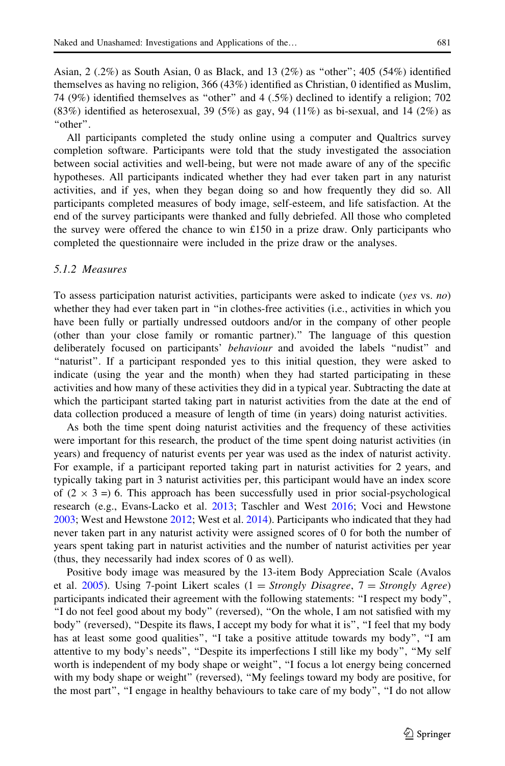Asian, 2 (.2%) as South Asian, 0 as Black, and 13 (2%) as "other"; 405 (54%) identified themselves as having no religion, 366 (43%) identified as Christian, 0 identified as Muslim, 74 (9%) identified themselves as "other" and 4 (.5%) declined to identify a religion; 702 (83%) identified as heterosexual, 39 (5%) as gay, 94 (11%) as bi-sexual, and 14 (2%) as "other".

All participants completed the study online using a computer and Qualtrics survey completion software. Participants were told that the study investigated the association between social activities and well-being, but were not made aware of any of the specific hypotheses. All participants indicated whether they had ever taken part in any naturist activities, and if yes, when they began doing so and how frequently they did so. All participants completed measures of body image, self-esteem, and life satisfaction. At the end of the survey participants were thanked and fully debriefed. All those who completed the survey were offered the chance to win £150 in a prize draw. Only participants who completed the questionnaire were included in the prize draw or the analyses.

### *5.1.2 Measures*

To assess participation naturist activities, participants were asked to indicate (*yes* vs. *no*) whether they had ever taken part in "in clothes-free activities (i.e., activities in which you have been fully or partially undressed outdoors and/or in the company of other people (other than your close family or romantic partner)." The language of this question deliberately focused on participants' *behaviour* and avoided the labels "nudist" and "naturist". If a participant responded yes to this initial question, they were asked to indicate (using the year and the month) when they had started participating in these activities and how many of these activities they did in a typical year. Subtracting the date at which the participant started taking part in naturist activities from the date at the end of data collection produced a measure of length of time (in years) doing naturist activities.

As both the time spent doing naturist activities and the frequency of these activities were important for this research, the product of the time spent doing naturist activities (in years) and frequency of naturist events per year was used as the index of naturist activity. For example, if a participant reported taking part in naturist activities for 2 years, and typically taking part in 3 naturist activities per, this participant would have an index score of ($2 \times 3 =$) 6. This approach has been successfully used in prior social-psychological research (e.g., Evans-Lacko et al. 2013; Taschler and West 2016; Voci and Hewstone 2003; West and Hewstone 2012; West et al. 2014). Participants who indicated that they had never taken part in any naturist activity were assigned scores of 0 for both the number of years spent taking part in naturist activities and the number of naturist activities per year (thus, they necessarily had index scores of 0 as well).

Positive body image was measured by the 13-item Body Appreciation Scale (Avalos et al. 2005). Using 7-point Likert scales (1 = *Strongly Disagree*, 7 = *Strongly Agree*) participants indicated their agreement with the following statements: "I respect my body", "I do not feel good about my body" (reversed), "On the whole, I am not satisfied with my body" (reversed), "Despite its flaws, I accept my body for what it is", "I feel that my body has at least some good qualities", "I take a positive attitude towards my body", "I am attentive to my body's needs", "Despite its imperfections I still like my body", "My self worth is independent of my body shape or weight", "I focus a lot energy being concerned with my body shape or weight" (reversed), "My feelings toward my body are positive, for the most part", "I engage in healthy behaviours to take care of my body", "I do not allow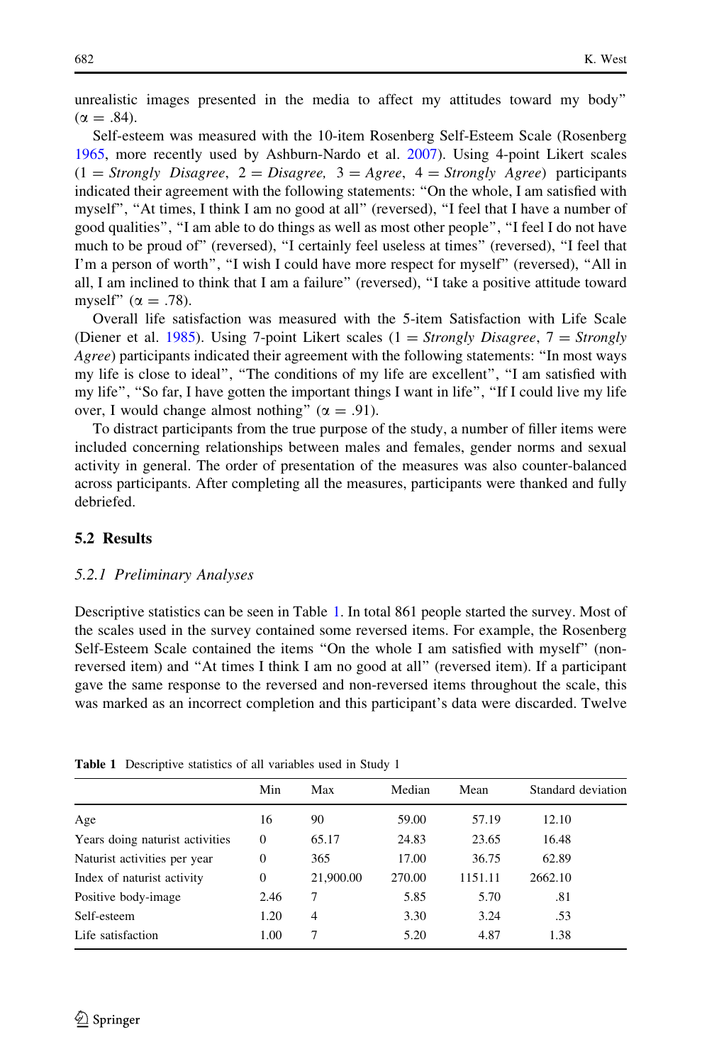unrealistic images presented in the media to affect my attitudes toward my body" ($\alpha = .84$).

Self-esteem was measured with the 10-item Rosenberg Self-Esteem Scale (Rosenberg 1965, more recently used by Ashburn-Nardo et al. 2007). Using 4-point Likert scales (1 = *Strongly Disagree*, 2 = *Disagree,* 3 = *Agree*, 4 = *Strongly Agree*) participants indicated their agreement with the following statements: "On the whole, I am satisfied with myself", "At times, I think I am no good at all" (reversed), "I feel that I have a number of good qualities", "I am able to do things as well as most other people", "I feel I do not have much to be proud of" (reversed), "I certainly feel useless at times" (reversed), "I feel that I'm a person of worth", "I wish I could have more respect for myself" (reversed), "All in all, I am inclined to think that I am a failure" (reversed), "I take a positive attitude toward myself" ($\alpha = .78$).

Overall life satisfaction was measured with the 5-item Satisfaction with Life Scale (Diener et al. 1985). Using 7-point Likert scales (1 = *Strongly Disagree*, 7 = *Strongly Agree*) participants indicated their agreement with the following statements: "In most ways my life is close to ideal", "The conditions of my life are excellent", "I am satisfied with my life", "So far, I have gotten the important things I want in life", "If I could live my life over, I would change almost nothing" ($\alpha = .91$).

To distract participants from the true purpose of the study, a number of filler items were included concerning relationships between males and females, gender norms and sexual activity in general. The order of presentation of the measures was also counter-balanced across participants. After completing all the measures, participants were thanked and fully debriefed.

## 5.2 Results

### *5.2.1 Preliminary Analyses*

Descriptive statistics can be seen in Table 1. In total 861 people started the survey. Most of the scales used in the survey contained some reversed items. For example, the Rosenberg Self-Esteem Scale contained the items "On the whole I am satisfied with myself" (non-reversed item) and "At times I think I am no good at all" (reversed item). If a participant gave the same response to the reversed and non-reversed items throughout the scale, this was marked as an incorrect completion and this participant's data were discarded. Twelve

**Table 1** Descriptive statistics of all variables used in Study 1

| | Min | Max | Median | Mean | Standard deviation |
|---|---|---|---|---|---|
| Age | 16 | 90 | 59.00 | 57.19 | 12.10 |
| Years doing naturist activities | 0 | 65.17 | 24.83 | 23.65 | 16.48 |
| Naturist activities per year | 0 | 365 | 17.00 | 36.75 | 62.89 |
| Index of naturist activity | 0 | 21,900.00 | 270.00 | 1151.11 | 2662.10 |
| Positive body-image | 2.46 | 7 | 5.85 | 5.70 | .81 |
| Self-esteem | 1.20 | 4 | 3.30 | 3.24 | .53 |
| Life satisfaction | 1.00 | 7 | 5.20 | 4.87 | 1.38 |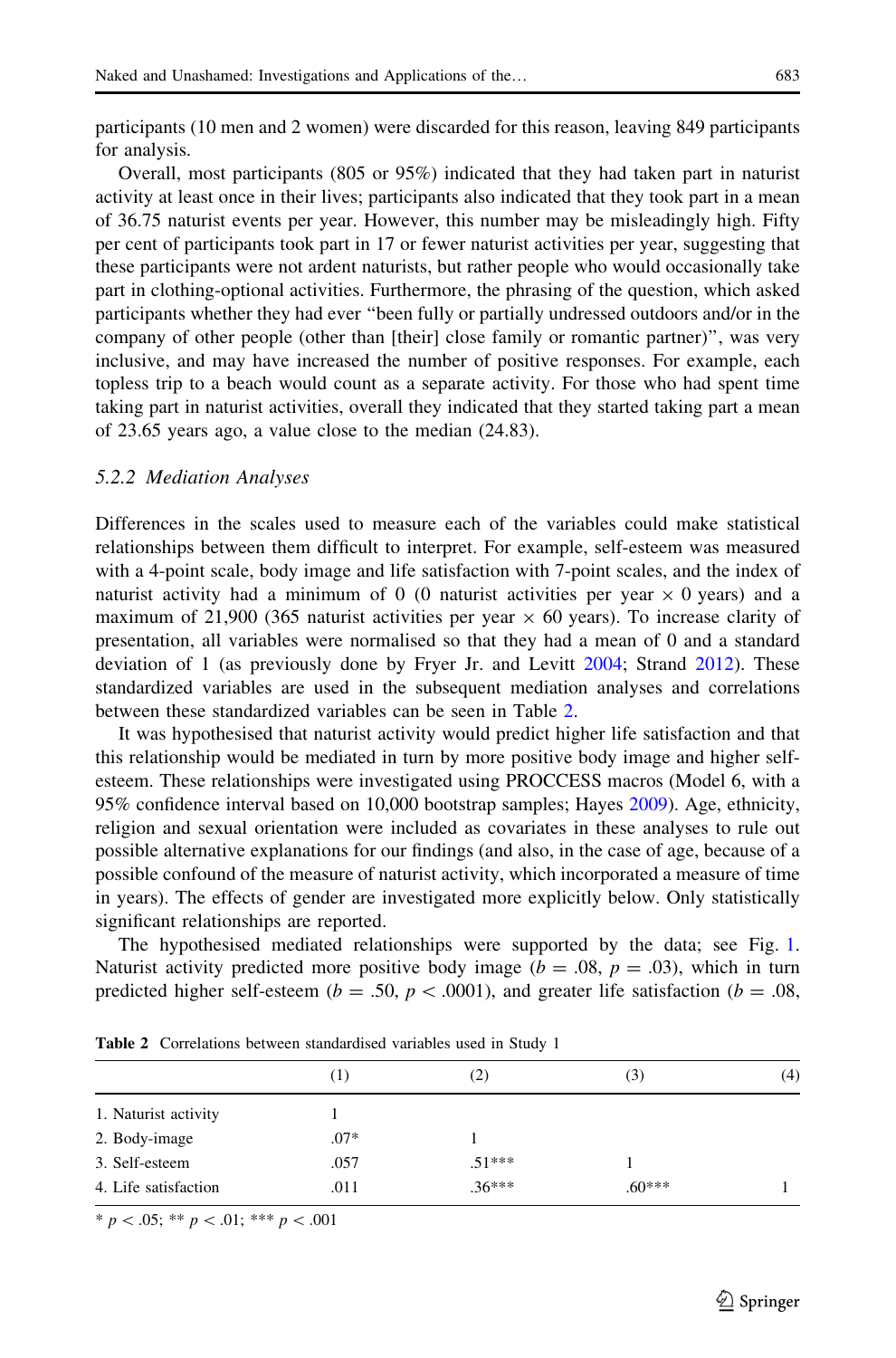participants (10 men and 2 women) were discarded for this reason, leaving 849 participants for analysis.

Overall, most participants (805 or 95%) indicated that they had taken part in naturist activity at least once in their lives; participants also indicated that they took part in a mean of 36.75 naturist events per year. However, this number may be misleadingly high. Fifty per cent of participants took part in 17 or fewer naturist activities per year, suggesting that these participants were not ardent naturists, but rather people who would occasionally take part in clothing-optional activities. Furthermore, the phrasing of the question, which asked participants whether they had ever "been fully or partially undressed outdoors and/or in the company of other people (other than [their] close family or romantic partner)", was very inclusive, and may have increased the number of positive responses. For example, each topless trip to a beach would count as a separate activity. For those who had spent time taking part in naturist activities, overall they indicated that they started taking part a mean of 23.65 years ago, a value close to the median (24.83).

### 5.2.2 Mediation Analyses

Differences in the scales used to measure each of the variables could make statistical relationships between them difficult to interpret. For example, self-esteem was measured with a 4-point scale, body image and life satisfaction with 7-point scales, and the index of naturist activity had a minimum of 0 (0 naturist activities per year $\times$ 0 years) and a maximum of 21,900 (365 naturist activities per year $\times$ 60 years). To increase clarity of presentation, all variables were normalised so that they had a mean of 0 and a standard deviation of 1 (as previously done by Fryer Jr. and Levitt 2004; Strand 2012). These standardized variables are used in the subsequent mediation analyses and correlations between these standardized variables can be seen in Table 2.

It was hypothesised that naturist activity would predict higher life satisfaction and that this relationship would be mediated in turn by more positive body image and higher self-esteem. These relationships were investigated using PROCCESS macros (Model 6, with a 95% confidence interval based on 10,000 bootstrap samples; Hayes 2009). Age, ethnicity, religion and sexual orientation were included as covariates in these analyses to rule out possible alternative explanations for our findings (and also, in the case of age, because of a possible confound of the measure of naturist activity, which incorporated a measure of time in years). The effects of gender are investigated more explicitly below. Only statistically significant relationships are reported.

The hypothesised mediated relationships were supported by the data; see Fig. 1. Naturist activity predicted more positive body image ($b = .08$, $p = .03$), which in turn predicted higher self-esteem ($b = .50$, $p < .0001$), and greater life satisfaction ($b = .08$,

**Table 2** Correlations between standardised variables used in Study 1

| | (1) | (2) | (3) | (4) |
|---|---|---|---|---|
| 1. Naturist activity | 1 | | | |
| 2. Body-image | .07* | 1 | | |
| 3. Self-esteem | .057 | .51*** | 1 | |
| 4. Life satisfaction | .011 | .36*** | .60*** | 1 |

* $p < .05$; ** $p < .01$; *** $p < .001$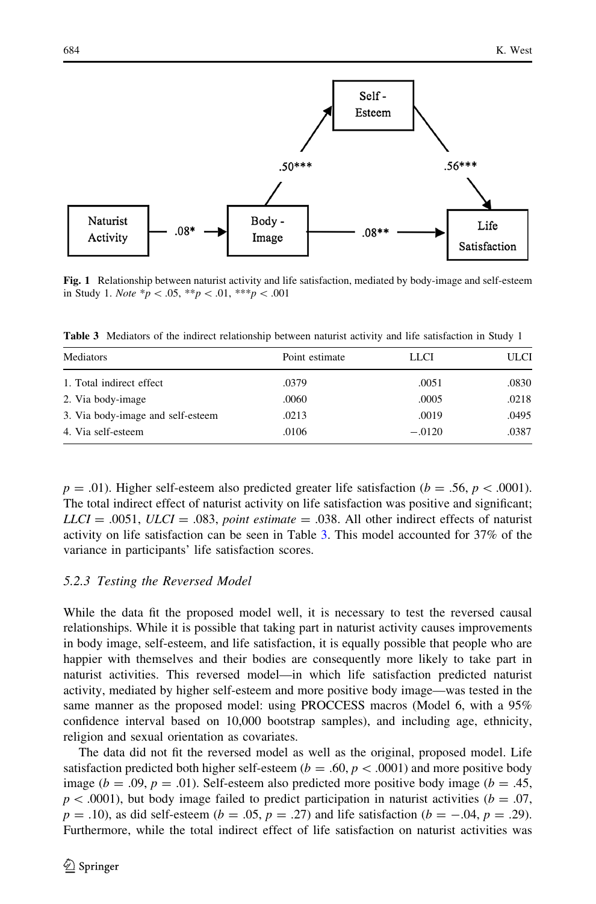Self - Esteem

Naturist Activity

Body - Image

Life Satisfaction

.50***

.56***

.08*

.08**

**Fig. 1** Relationship between naturist activity and life satisfaction, mediated by body-image and self-esteem in Study 1. *Note* *$p < .05$, **$p < .01$, ***$p < .001$

**Table 3** Mediators of the indirect relationship between naturist activity and life satisfaction in Study 1

| Mediators | Point estimate | LLCI | ULCI |
|---|---|---|---|
| 1. Total indirect effect | .0379 | .0051 | .0830 |
| 2. Via body-image | .0060 | .0005 | .0218 |
| 3. Via body-image and self-esteem | .0213 | .0019 | .0495 |
| 4. Via self-esteem | .0106 | −.0120 | .0387 |

$p = .01$). Higher self-esteem also predicted greater life satisfaction ($b = .56$, $p < .0001$). The total indirect effect of naturist activity on life satisfaction was positive and significant; $LLCI = .0051$, $ULCI = .083$, *point estimate* $= .038$. All other indirect effects of naturist activity on life satisfaction can be seen in Table 3. This model accounted for 37% of the variance in participants' life satisfaction scores.

### 5.2.3 Testing the Reversed Model

While the data fit the proposed model well, it is necessary to test the reversed causal relationships. While it is possible that taking part in naturist activity causes improvements in body image, self-esteem, and life satisfaction, it is equally possible that people who are happier with themselves and their bodies are consequently more likely to take part in naturist activities. This reversed model—in which life satisfaction predicted naturist activity, mediated by higher self-esteem and more positive body image—was tested in the same manner as the proposed model: using PROCCESS macros (Model 6, with a 95% confidence interval based on 10,000 bootstrap samples), and including age, ethnicity, religion and sexual orientation as covariates.

The data did not fit the reversed model as well as the original, proposed model. Life satisfaction predicted both higher self-esteem ($b = .60$, $p < .0001$) and more positive body image ($b = .09$, $p = .01$). Self-esteem also predicted more positive body image ($b = .45$, $p < .0001$), but body image failed to predict participation in naturist activities ($b = .07$, $p = .10$), as did self-esteem ($b = .05$, $p = .27$) and life satisfaction ($b = -.04$, $p = .29$). Furthermore, while the total indirect effect of life satisfaction on naturist activities was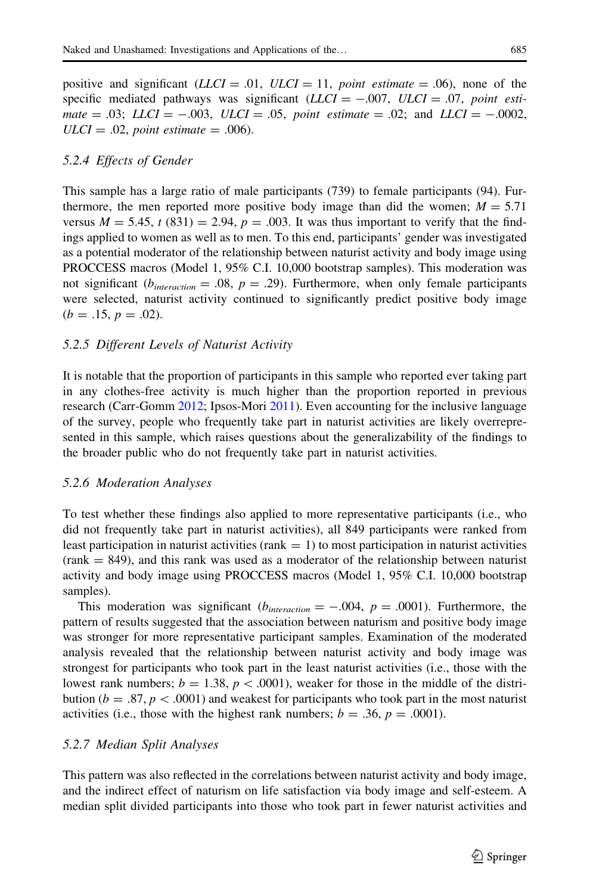positive and significant (*LLCI* = .01, *ULCI* = 11, *point estimate* = .06), none of the specific mediated pathways was significant (*LLCI* = −.007, *ULCI* = .07, *point estimate* = .03; *LLCI* = −.003, *ULCI* = .05, *point estimate* = .02; and *LLCI* = −.0002, *ULCI* = .02, *point estimate* = .006).

### 5.2.4 Effects of Gender

This sample has a large ratio of male participants (739) to female participants (94). Furthermore, the men reported more positive body image than did the women; $M = 5.71$ versus $M = 5.45$, $t\ (831) = 2.94$, $p = .003$. It was thus important to verify that the findings applied to women as well as to men. To this end, participants' gender was investigated as a potential moderator of the relationship between naturist activity and body image using PROCCESS macros (Model 1, 95% C.I. 10,000 bootstrap samples). This moderation was not significant ($b_{interaction} = .08$, $p = .29$). Furthermore, when only female participants were selected, naturist activity continued to significantly predict positive body image ($b = .15$, $p = .02$).

### 5.2.5 Different Levels of Naturist Activity

It is notable that the proportion of participants in this sample who reported ever taking part in any clothes-free activity is much higher than the proportion reported in previous research (Carr-Gomm 2012; Ipsos-Mori 2011). Even accounting for the inclusive language of the survey, people who frequently take part in naturist activities are likely overrepresented in this sample, which raises questions about the generalizability of the findings to the broader public who do not frequently take part in naturist activities.

### 5.2.6 Moderation Analyses

To test whether these findings also applied to more representative participants (i.e., who did not frequently take part in naturist activities), all 849 participants were ranked from least participation in naturist activities (rank = 1) to most participation in naturist activities (rank = 849), and this rank was used as a moderator of the relationship between naturist activity and body image using PROCCESS macros (Model 1, 95% C.I. 10,000 bootstrap samples).

This moderation was significant ($b_{interaction} = -.004$, $p = .0001$). Furthermore, the pattern of results suggested that the association between naturism and positive body image was stronger for more representative participant samples. Examination of the moderated analysis revealed that the relationship between naturist activity and body image was strongest for participants who took part in the least naturist activities (i.e., those with the lowest rank numbers; $b = 1.38$, $p < .0001$), weaker for those in the middle of the distribution ($b = .87$, $p < .0001$) and weakest for participants who took part in the most naturist activities (i.e., those with the highest rank numbers; $b = .36$, $p = .0001$).

### 5.2.7 Median Split Analyses

This pattern was also reflected in the correlations between naturist activity and body image, and the indirect effect of naturism on life satisfaction via body image and self-esteem. A median split divided participants into those who took part in fewer naturist activities and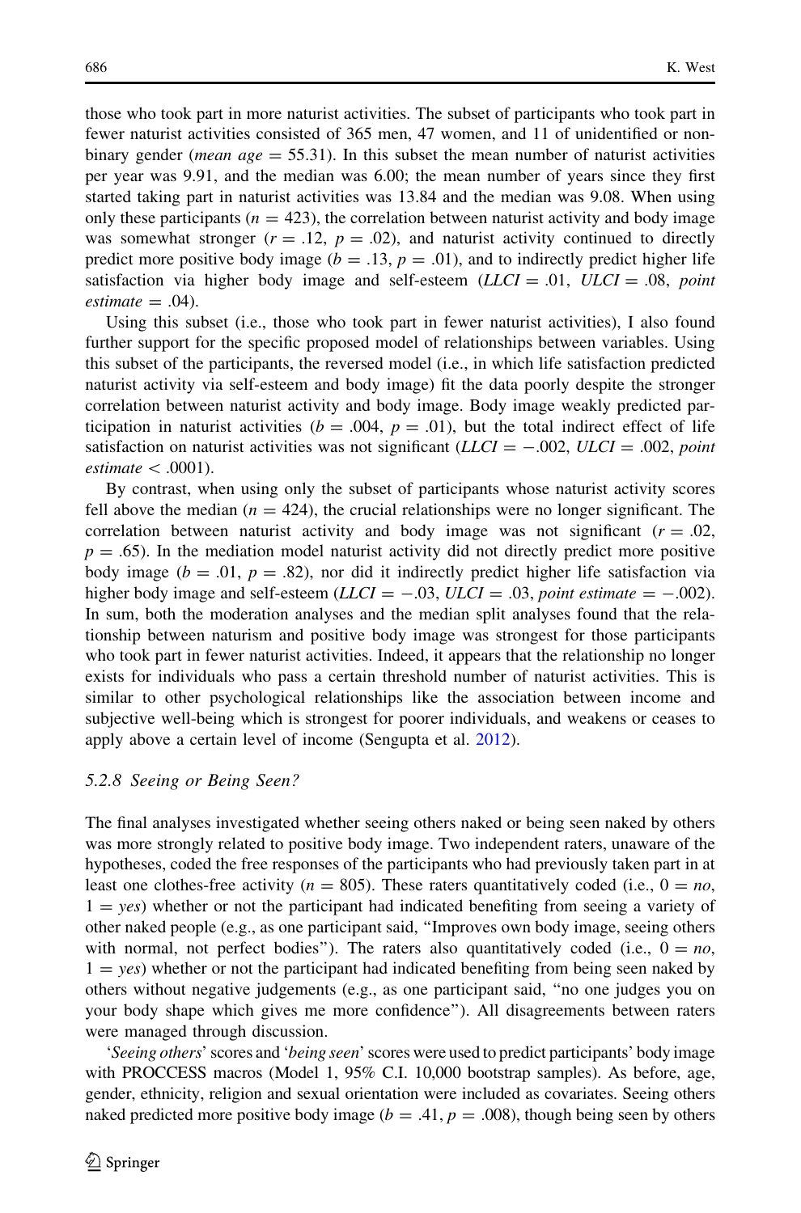those who took part in more naturist activities. The subset of participants who took part in fewer naturist activities consisted of 365 men, 47 women, and 11 of unidentified or non-binary gender (*mean age* = 55.31). In this subset the mean number of naturist activities per year was 9.91, and the median was 6.00; the mean number of years since they first started taking part in naturist activities was 13.84 and the median was 9.08. When using only these participants ($n = 423$), the correlation between naturist activity and body image was somewhat stronger ($r = .12$, $p = .02$), and naturist activity continued to directly predict more positive body image ($b = .13$, $p = .01$), and to indirectly predict higher life satisfaction via higher body image and self-esteem (*LLCI* = .01, *ULCI* = .08, *point estimate* = .04).

Using this subset (i.e., those who took part in fewer naturist activities), I also found further support for the specific proposed model of relationships between variables. Using this subset of the participants, the reversed model (i.e., in which life satisfaction predicted naturist activity via self-esteem and body image) fit the data poorly despite the stronger correlation between naturist activity and body image. Body image weakly predicted participation in naturist activities ($b = .004$, $p = .01$), but the total indirect effect of life satisfaction on naturist activities was not significant (*LLCI* = −.002, *ULCI* = .002, *point estimate* < .0001).

By contrast, when using only the subset of participants whose naturist activity scores fell above the median ($n = 424$), the crucial relationships were no longer significant. The correlation between naturist activity and body image was not significant ($r = .02$, $p = .65$). In the mediation model naturist activity did not directly predict more positive body image ($b = .01$, $p = .82$), nor did it indirectly predict higher life satisfaction via higher body image and self-esteem (*LLCI* = −.03, *ULCI* = .03, *point estimate* = −.002). In sum, both the moderation analyses and the median split analyses found that the relationship between naturism and positive body image was strongest for those participants who took part in fewer naturist activities. Indeed, it appears that the relationship no longer exists for individuals who pass a certain threshold number of naturist activities. This is similar to other psychological relationships like the association between income and subjective well-being which is strongest for poorer individuals, and weakens or ceases to apply above a certain level of income (Sengupta et al. 2012).

### 5.2.8 Seeing or Being Seen?

The final analyses investigated whether seeing others naked or being seen naked by others was more strongly related to positive body image. Two independent raters, unaware of the hypotheses, coded the free responses of the participants who had previously taken part in at least one clothes-free activity ($n = 805$). These raters quantitatively coded (i.e., 0 = *no*, 1 = *yes*) whether or not the participant had indicated benefiting from seeing a variety of other naked people (e.g., as one participant said, "Improves own body image, seeing others with normal, not perfect bodies"). The raters also quantitatively coded (i.e., 0 = *no*, 1 = *yes*) whether or not the participant had indicated benefiting from being seen naked by others without negative judgements (e.g., as one participant said, "no one judges you on your body shape which gives me more confidence"). All disagreements between raters were managed through discussion.

'*Seeing others*' scores and '*being seen*' scores were used to predict participants' body image with PROCCESS macros (Model 1, 95% C.I. 10,000 bootstrap samples). As before, age, gender, ethnicity, religion and sexual orientation were included as covariates. Seeing others naked predicted more positive body image ($b = .41$, $p = .008$), though being seen by others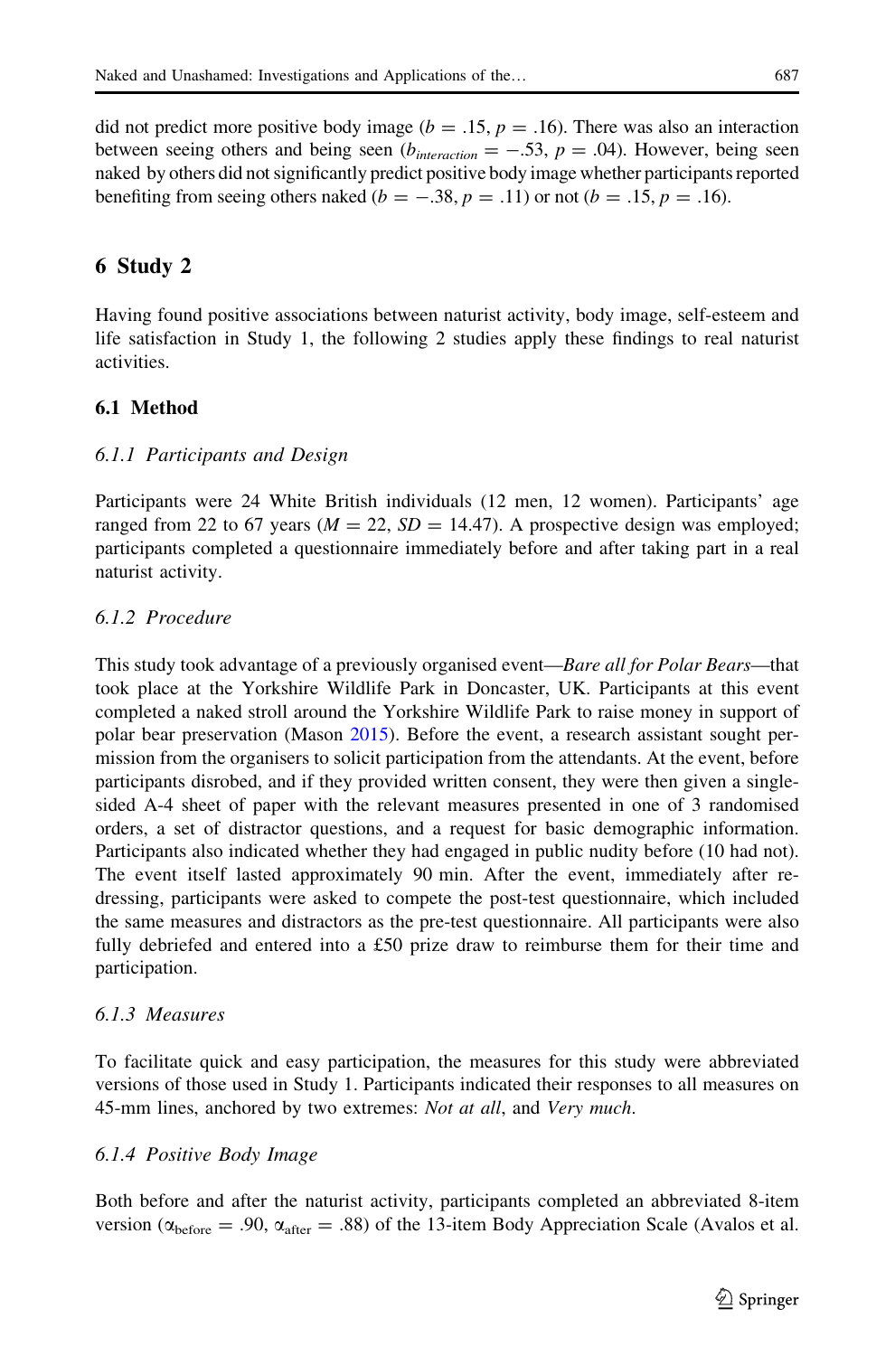did not predict more positive body image ($b = .15$, $p = .16$). There was also an interaction between seeing others and being seen ($b_{interaction} = -.53$, $p = .04$). However, being seen naked by others did not significantly predict positive body image whether participants reported benefiting from seeing others naked ($b = -.38$, $p = .11$) or not ($b = .15$, $p = .16$).

# 6 Study 2

Having found positive associations between naturist activity, body image, self-esteem and life satisfaction in Study 1, the following 2 studies apply these findings to real naturist activities.

## 6.1 Method

### 6.1.1 Participants and Design

Participants were 24 White British individuals (12 men, 12 women). Participants' age ranged from 22 to 67 years ($M = 22$, $SD = 14.47$). A prospective design was employed; participants completed a questionnaire immediately before and after taking part in a real naturist activity.

### 6.1.2 Procedure

This study took advantage of a previously organised event—*Bare all for Polar Bears*—that took place at the Yorkshire Wildlife Park in Doncaster, UK. Participants at this event completed a naked stroll around the Yorkshire Wildlife Park to raise money in support of polar bear preservation (Mason 2015). Before the event, a research assistant sought permission from the organisers to solicit participation from the attendants. At the event, before participants disrobed, and if they provided written consent, they were then given a single-sided A-4 sheet of paper with the relevant measures presented in one of 3 randomised orders, a set of distractor questions, and a request for basic demographic information. Participants also indicated whether they had engaged in public nudity before (10 had not). The event itself lasted approximately 90 min. After the event, immediately after re-dressing, participants were asked to compete the post-test questionnaire, which included the same measures and distractors as the pre-test questionnaire. All participants were also fully debriefed and entered into a £50 prize draw to reimburse them for their time and participation.

### 6.1.3 Measures

To facilitate quick and easy participation, the measures for this study were abbreviated versions of those used in Study 1. Participants indicated their responses to all measures on 45-mm lines, anchored by two extremes: *Not at all*, and *Very much*.

### 6.1.4 Positive Body Image

Both before and after the naturist activity, participants completed an abbreviated 8-item version ($\alpha_{before} = .90$, $\alpha_{after} = .88$) of the 13-item Body Appreciation Scale (Avalos et al.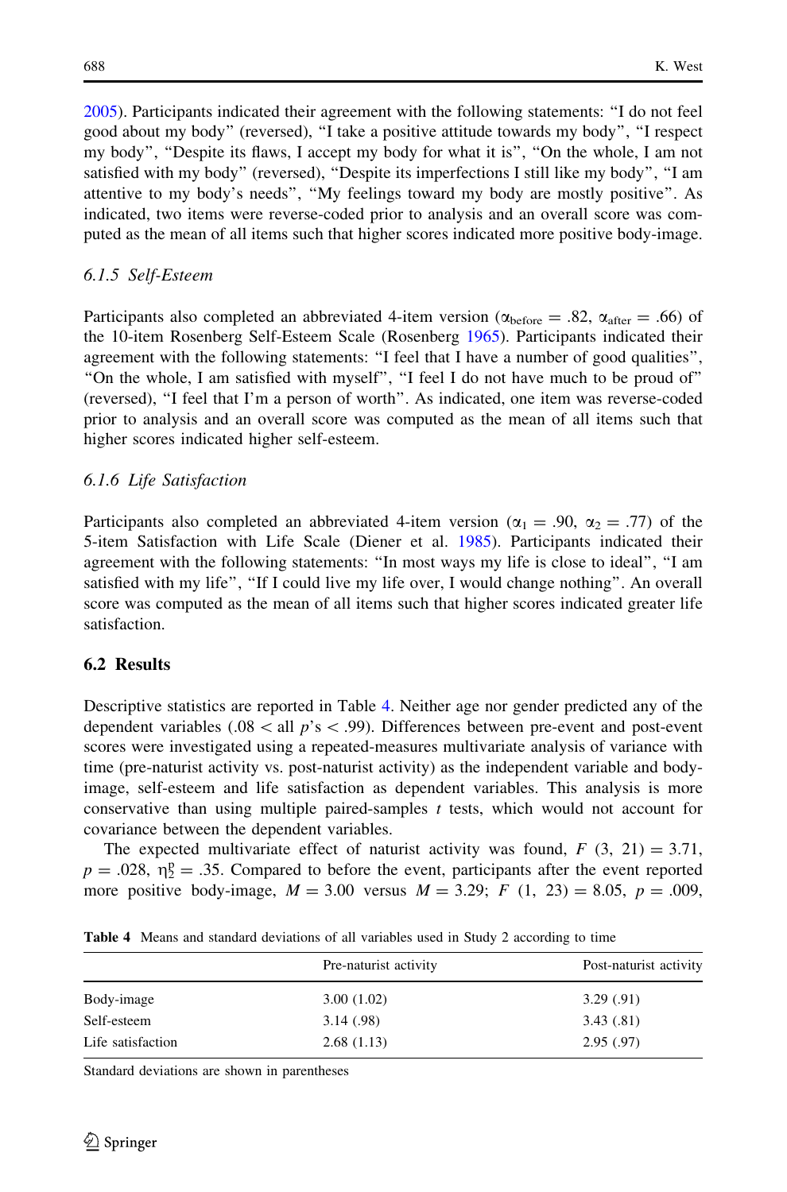2005). Participants indicated their agreement with the following statements: "I do not feel good about my body" (reversed), "I take a positive attitude towards my body", "I respect my body", "Despite its flaws, I accept my body for what it is", "On the whole, I am not satisfied with my body" (reversed), "Despite its imperfections I still like my body", "I am attentive to my body's needs", "My feelings toward my body are mostly positive". As indicated, two items were reverse-coded prior to analysis and an overall score was computed as the mean of all items such that higher scores indicated more positive body-image.

### 6.1.5 Self-Esteem

Participants also completed an abbreviated 4-item version ($\alpha_{before} = .82$, $\alpha_{after} = .66$) of the 10-item Rosenberg Self-Esteem Scale (Rosenberg 1965). Participants indicated their agreement with the following statements: "I feel that I have a number of good qualities", "On the whole, I am satisfied with myself", "I feel I do not have much to be proud of" (reversed), "I feel that I'm a person of worth". As indicated, one item was reverse-coded prior to analysis and an overall score was computed as the mean of all items such that higher scores indicated higher self-esteem.

### 6.1.6 Life Satisfaction

Participants also completed an abbreviated 4-item version ($\alpha_1 = .90$, $\alpha_2 = .77$) of the 5-item Satisfaction with Life Scale (Diener et al. 1985). Participants indicated their agreement with the following statements: "In most ways my life is close to ideal", "I am satisfied with my life", "If I could live my life over, I would change nothing". An overall score was computed as the mean of all items such that higher scores indicated greater life satisfaction.

## 6.2 Results

Descriptive statistics are reported in Table 4. Neither age nor gender predicted any of the dependent variables ($.08 <$ all $p$'s $< .99$). Differences between pre-event and post-event scores were investigated using a repeated-measures multivariate analysis of variance with time (pre-naturist activity vs. post-naturist activity) as the independent variable and body-image, self-esteem and life satisfaction as dependent variables. This analysis is more conservative than using multiple paired-samples $t$ tests, which would not account for covariance between the dependent variables.

The expected multivariate effect of naturist activity was found, $F$ (3, 21) = 3.71, $p = .028$, $\eta^p_2 = .35$. Compared to before the event, participants after the event reported more positive body-image, $M = 3.00$ versus $M = 3.29$; $F$ (1, 23) = 8.05, $p = .009$,

**Table 4** Means and standard deviations of all variables used in Study 2 according to time

| | Pre-naturist activity | Post-naturist activity |
|---|---|---|
| Body-image | 3.00 (1.02) | 3.29 (.91) |
| Self-esteem | 3.14 (.98) | 3.43 (.81) |
| Life satisfaction | 2.68 (1.13) | 2.95 (.97) |

Standard deviations are shown in parentheses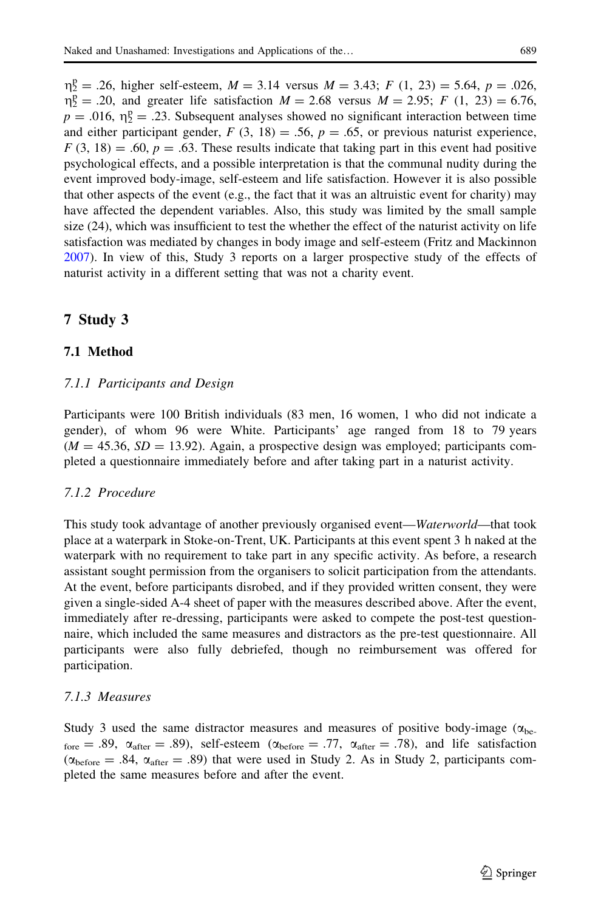$\eta_2^p = .26$, higher self-esteem, $M = 3.14$ versus $M = 3.43$; $F\ (1,\ 23) = 5.64$, $p = .026$, $\eta_2^p = .20$, and greater life satisfaction $M = 2.68$ versus $M = 2.95$; $F\ (1,\ 23) = 6.76$, $p = .016$, $\eta_2^p = .23$. Subsequent analyses showed no significant interaction between time and either participant gender, $F\ (3,\ 18) = .56$, $p = .65$, or previous naturist experience, $F\ (3,\ 18) = .60$, $p = .63$. These results indicate that taking part in this event had positive psychological effects, and a possible interpretation is that the communal nudity during the event improved body-image, self-esteem and life satisfaction. However it is also possible that other aspects of the event (e.g., the fact that it was an altruistic event for charity) may have affected the dependent variables. Also, this study was limited by the small sample size (24), which was insufficient to test the whether the effect of the naturist activity on life satisfaction was mediated by changes in body image and self-esteem (Fritz and Mackinnon 2007). In view of this, Study 3 reports on a larger prospective study of the effects of naturist activity in a different setting that was not a charity event.

## 7 Study 3

### 7.1 Method

#### *7.1.1 Participants and Design*

Participants were 100 British individuals (83 men, 16 women, 1 who did not indicate a gender), of whom 96 were White. Participants' age ranged from 18 to 79 years ($M = 45.36$, $SD = 13.92$). Again, a prospective design was employed; participants completed a questionnaire immediately before and after taking part in a naturist activity.

#### *7.1.2 Procedure*

This study took advantage of another previously organised event—*Waterworld*—that took place at a waterpark in Stoke-on-Trent, UK. Participants at this event spent 3 h naked at the waterpark with no requirement to take part in any specific activity. As before, a research assistant sought permission from the organisers to solicit participation from the attendants. At the event, before participants disrobed, and if they provided written consent, they were given a single-sided A-4 sheet of paper with the measures described above. After the event, immediately after re-dressing, participants were asked to compete the post-test questionnaire, which included the same measures and distractors as the pre-test questionnaire. All participants were also fully debriefed, though no reimbursement was offered for participation.

#### *7.1.3 Measures*

Study 3 used the same distractor measures and measures of positive body-image ($\alpha_{before} = .89$, $\alpha_{after} = .89$), self-esteem ($\alpha_{before} = .77$, $\alpha_{after} = .78$), and life satisfaction ($\alpha_{before} = .84$, $\alpha_{after} = .89$) that were used in Study 2. As in Study 2, participants completed the same measures before and after the event.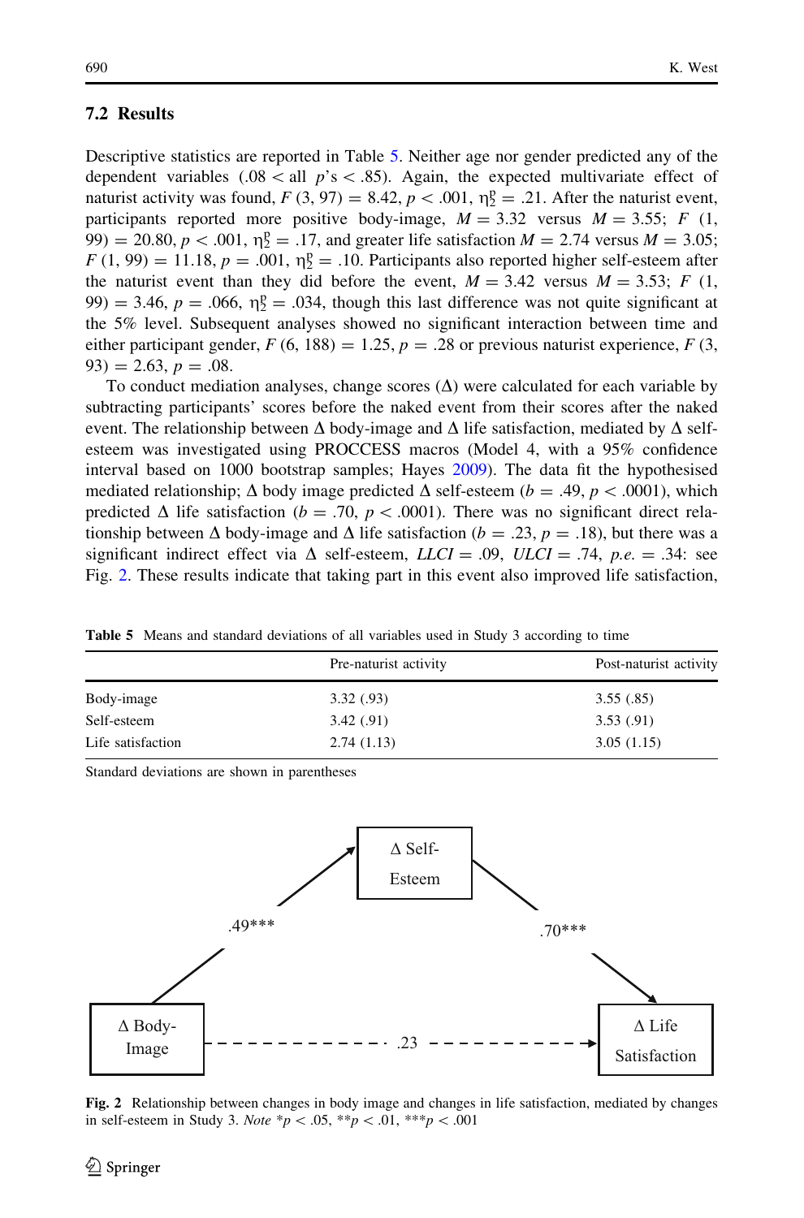### 7.2 Results

Descriptive statistics are reported in Table 5. Neither age nor gender predicted any of the dependent variables ($.08 < \text{all } p\text{'s} < .85$). Again, the expected multivariate effect of naturist activity was found, $F\ (3, 97) = 8.42$, $p < .001$, $\eta^{p}_{2} = .21$. After the naturist event, participants reported more positive body-image, $M = 3.32$ versus $M = 3.55$; $F\ (1, 99) = 20.80$, $p < .001$, $\eta^{p}_{2} = .17$, and greater life satisfaction $M = 2.74$ versus $M = 3.05$; $F\ (1, 99) = 11.18$, $p = .001$, $\eta^{p}_{2} = .10$. Participants also reported higher self-esteem after the naturist event than they did before the event, $M = 3.42$ versus $M = 3.53$; $F\ (1, 99) = 3.46$, $p = .066$, $\eta^{p}_{2} = .034$, though this last difference was not quite significant at the 5% level. Subsequent analyses showed no significant interaction between time and either participant gender, $F\ (6, 188) = 1.25$, $p = .28$ or previous naturist experience, $F\ (3, 93) = 2.63$, $p = .08$.

To conduct mediation analyses, change scores (Δ) were calculated for each variable by subtracting participants' scores before the naked event from their scores after the naked event. The relationship between Δ body-image and Δ life satisfaction, mediated by Δ self-esteem was investigated using PROCCESS macros (Model 4, with a 95% confidence interval based on 1000 bootstrap samples; Hayes 2009). The data fit the hypothesised mediated relationship; Δ body image predicted Δ self-esteem ($b = .49$, $p < .0001$), which predicted Δ life satisfaction ($b = .70$, $p < .0001$). There was no significant direct relationship between Δ body-image and Δ life satisfaction ($b = .23$, $p = .18$), but there was a significant indirect effect via Δ self-esteem, $LLCI = .09$, $ULCI = .74$, $p.e. = .34$: see Fig. 2. These results indicate that taking part in this event also improved life satisfaction,

**Table 5** Means and standard deviations of all variables used in Study 3 according to time

| | Pre-naturist activity | Post-naturist activity |
|---|---|---|
| Body-image | 3.32 (.93) | 3.55 (.85) |
| Self-esteem | 3.42 (.91) | 3.53 (.91) |
| Life satisfaction | 2.74 (1.13) | 3.05 (1.15) |

Standard deviations are shown in parentheses

Δ Self-Esteem

.49***

.70***

Δ Body-Image

.23

Δ Life Satisfaction

**Fig. 2** Relationship between changes in body image and changes in life satisfaction, mediated by changes in self-esteem in Study 3. *Note* *$p < .05$, **$p < .01$, ***$p < .001$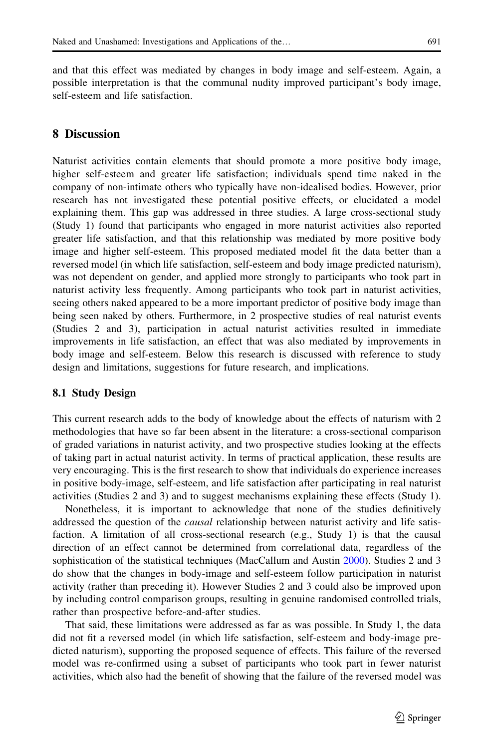and that this effect was mediated by changes in body image and self-esteem. Again, a possible interpretation is that the communal nudity improved participant's body image, self-esteem and life satisfaction.

## 8 Discussion

Naturist activities contain elements that should promote a more positive body image, higher self-esteem and greater life satisfaction; individuals spend time naked in the company of non-intimate others who typically have non-idealised bodies. However, prior research has not investigated these potential positive effects, or elucidated a model explaining them. This gap was addressed in three studies. A large cross-sectional study (Study 1) found that participants who engaged in more naturist activities also reported greater life satisfaction, and that this relationship was mediated by more positive body image and higher self-esteem. This proposed mediated model fit the data better than a reversed model (in which life satisfaction, self-esteem and body image predicted naturism), was not dependent on gender, and applied more strongly to participants who took part in naturist activity less frequently. Among participants who took part in naturist activities, seeing others naked appeared to be a more important predictor of positive body image than being seen naked by others. Furthermore, in 2 prospective studies of real naturist events (Studies 2 and 3), participation in actual naturist activities resulted in immediate improvements in life satisfaction, an effect that was also mediated by improvements in body image and self-esteem. Below this research is discussed with reference to study design and limitations, suggestions for future research, and implications.

### 8.1 Study Design

This current research adds to the body of knowledge about the effects of naturism with 2 methodologies that have so far been absent in the literature: a cross-sectional comparison of graded variations in naturist activity, and two prospective studies looking at the effects of taking part in actual naturist activity. In terms of practical application, these results are very encouraging. This is the first research to show that individuals do experience increases in positive body-image, self-esteem, and life satisfaction after participating in real naturist activities (Studies 2 and 3) and to suggest mechanisms explaining these effects (Study 1).

Nonetheless, it is important to acknowledge that none of the studies definitively addressed the question of the *causal* relationship between naturist activity and life satisfaction. A limitation of all cross-sectional research (e.g., Study 1) is that the causal direction of an effect cannot be determined from correlational data, regardless of the sophistication of the statistical techniques (MacCallum and Austin 2000). Studies 2 and 3 do show that the changes in body-image and self-esteem follow participation in naturist activity (rather than preceding it). However Studies 2 and 3 could also be improved upon by including control comparison groups, resulting in genuine randomised controlled trials, rather than prospective before-and-after studies.

That said, these limitations were addressed as far as was possible. In Study 1, the data did not fit a reversed model (in which life satisfaction, self-esteem and body-image predicted naturism), supporting the proposed sequence of effects. This failure of the reversed model was re-confirmed using a subset of participants who took part in fewer naturist activities, which also had the benefit of showing that the failure of the reversed model was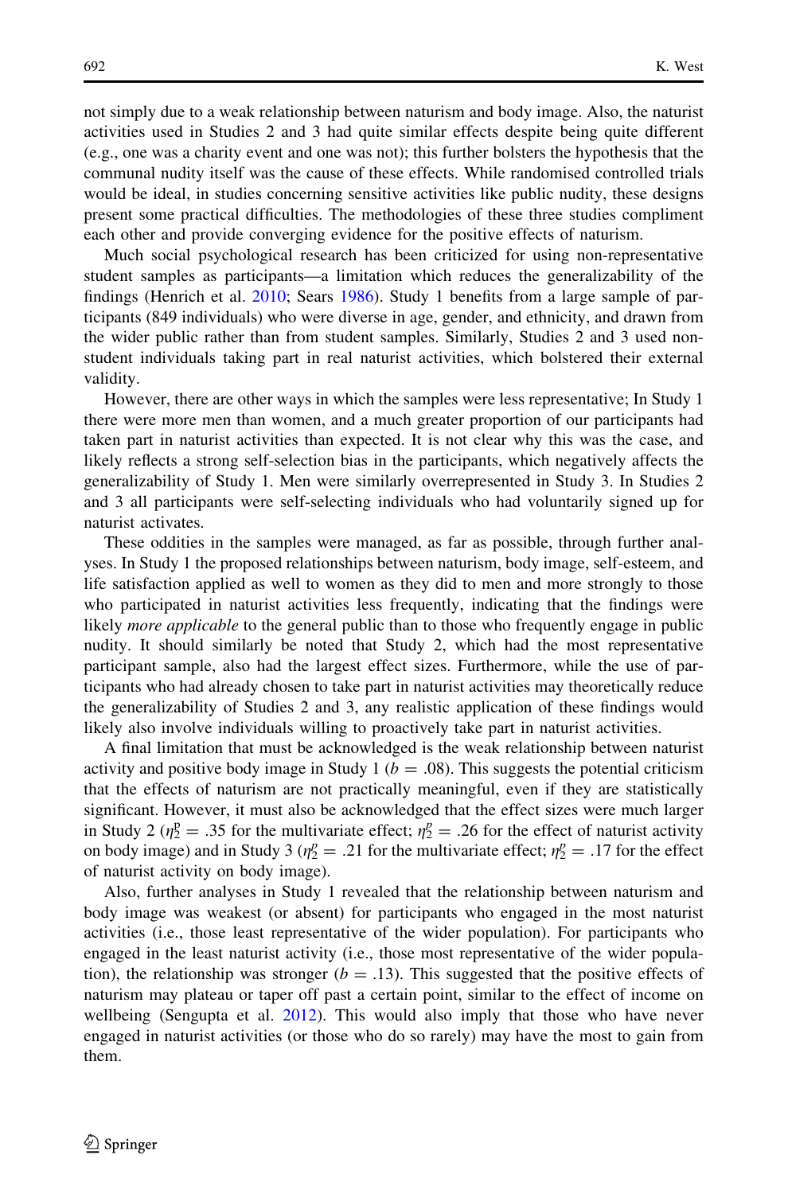not simply due to a weak relationship between naturism and body image. Also, the naturist activities used in Studies 2 and 3 had quite similar effects despite being quite different (e.g., one was a charity event and one was not); this further bolsters the hypothesis that the communal nudity itself was the cause of these effects. While randomised controlled trials would be ideal, in studies concerning sensitive activities like public nudity, these designs present some practical difficulties. The methodologies of these three studies compliment each other and provide converging evidence for the positive effects of naturism.

Much social psychological research has been criticized for using non-representative student samples as participants—a limitation which reduces the generalizability of the findings (Henrich et al. 2010; Sears 1986). Study 1 benefits from a large sample of participants (849 individuals) who were diverse in age, gender, and ethnicity, and drawn from the wider public rather than from student samples. Similarly, Studies 2 and 3 used non-student individuals taking part in real naturist activities, which bolstered their external validity.

However, there are other ways in which the samples were less representative; In Study 1 there were more men than women, and a much greater proportion of our participants had taken part in naturist activities than expected. It is not clear why this was the case, and likely reflects a strong self-selection bias in the participants, which negatively affects the generalizability of Study 1. Men were similarly overrepresented in Study 3. In Studies 2 and 3 all participants were self-selecting individuals who had voluntarily signed up for naturist activates.

These oddities in the samples were managed, as far as possible, through further analyses. In Study 1 the proposed relationships between naturism, body image, self-esteem, and life satisfaction applied as well to women as they did to men and more strongly to those who participated in naturist activities less frequently, indicating that the findings were likely *more applicable* to the general public than to those who frequently engage in public nudity. It should similarly be noted that Study 2, which had the most representative participant sample, also had the largest effect sizes. Furthermore, while the use of participants who had already chosen to take part in naturist activities may theoretically reduce the generalizability of Studies 2 and 3, any realistic application of these findings would likely also involve individuals willing to proactively take part in naturist activities.

A final limitation that must be acknowledged is the weak relationship between naturist activity and positive body image in Study 1 ($b = .08$). This suggests the potential criticism that the effects of naturism are not practically meaningful, even if they are statistically significant. However, it must also be acknowledged that the effect sizes were much larger in Study 2 ($\eta_2^p = .35$ for the multivariate effect; $\eta_2^p = .26$ for the effect of naturist activity on body image) and in Study 3 ($\eta_2^p = .21$ for the multivariate effect; $\eta_2^p = .17$ for the effect of naturist activity on body image).

Also, further analyses in Study 1 revealed that the relationship between naturism and body image was weakest (or absent) for participants who engaged in the most naturist activities (i.e., those least representative of the wider population). For participants who engaged in the least naturist activity (i.e., those most representative of the wider population), the relationship was stronger ($b = .13$). This suggested that the positive effects of naturism may plateau or taper off past a certain point, similar to the effect of income on wellbeing (Sengupta et al. 2012). This would also imply that those who have never engaged in naturist activities (or those who do so rarely) may have the most to gain from them.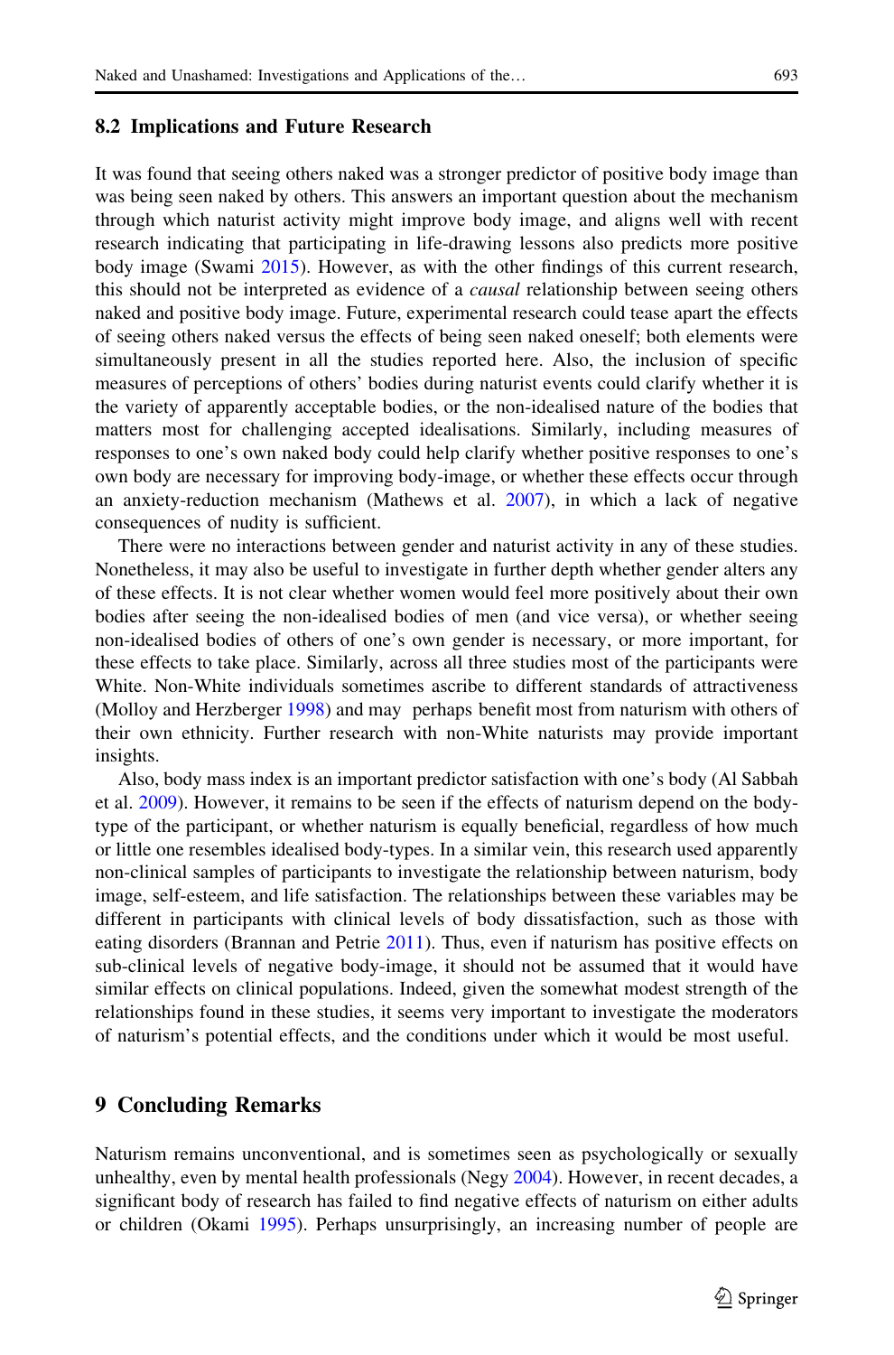### 8.2 Implications and Future Research

It was found that seeing others naked was a stronger predictor of positive body image than was being seen naked by others. This answers an important question about the mechanism through which naturist activity might improve body image, and aligns well with recent research indicating that participating in life-drawing lessons also predicts more positive body image (Swami 2015). However, as with the other findings of this current research, this should not be interpreted as evidence of a *causal* relationship between seeing others naked and positive body image. Future, experimental research could tease apart the effects of seeing others naked versus the effects of being seen naked oneself; both elements were simultaneously present in all the studies reported here. Also, the inclusion of specific measures of perceptions of others' bodies during naturist events could clarify whether it is the variety of apparently acceptable bodies, or the non-idealised nature of the bodies that matters most for challenging accepted idealisations. Similarly, including measures of responses to one's own naked body could help clarify whether positive responses to one's own body are necessary for improving body-image, or whether these effects occur through an anxiety-reduction mechanism (Mathews et al. 2007), in which a lack of negative consequences of nudity is sufficient.

There were no interactions between gender and naturist activity in any of these studies. Nonetheless, it may also be useful to investigate in further depth whether gender alters any of these effects. It is not clear whether women would feel more positively about their own bodies after seeing the non-idealised bodies of men (and vice versa), or whether seeing non-idealised bodies of others of one's own gender is necessary, or more important, for these effects to take place. Similarly, across all three studies most of the participants were White. Non-White individuals sometimes ascribe to different standards of attractiveness (Molloy and Herzberger 1998) and may perhaps benefit most from naturism with others of their own ethnicity. Further research with non-White naturists may provide important insights.

Also, body mass index is an important predictor satisfaction with one's body (Al Sabbah et al. 2009). However, it remains to be seen if the effects of naturism depend on the body-type of the participant, or whether naturism is equally beneficial, regardless of how much or little one resembles idealised body-types. In a similar vein, this research used apparently non-clinical samples of participants to investigate the relationship between naturism, body image, self-esteem, and life satisfaction. The relationships between these variables may be different in participants with clinical levels of body dissatisfaction, such as those with eating disorders (Brannan and Petrie 2011). Thus, even if naturism has positive effects on sub-clinical levels of negative body-image, it should not be assumed that it would have similar effects on clinical populations. Indeed, given the somewhat modest strength of the relationships found in these studies, it seems very important to investigate the moderators of naturism's potential effects, and the conditions under which it would be most useful.

## 9 Concluding Remarks

Naturism remains unconventional, and is sometimes seen as psychologically or sexually unhealthy, even by mental health professionals (Negy 2004). However, in recent decades, a significant body of research has failed to find negative effects of naturism on either adults or children (Okami 1995). Perhaps unsurprisingly, an increasing number of people are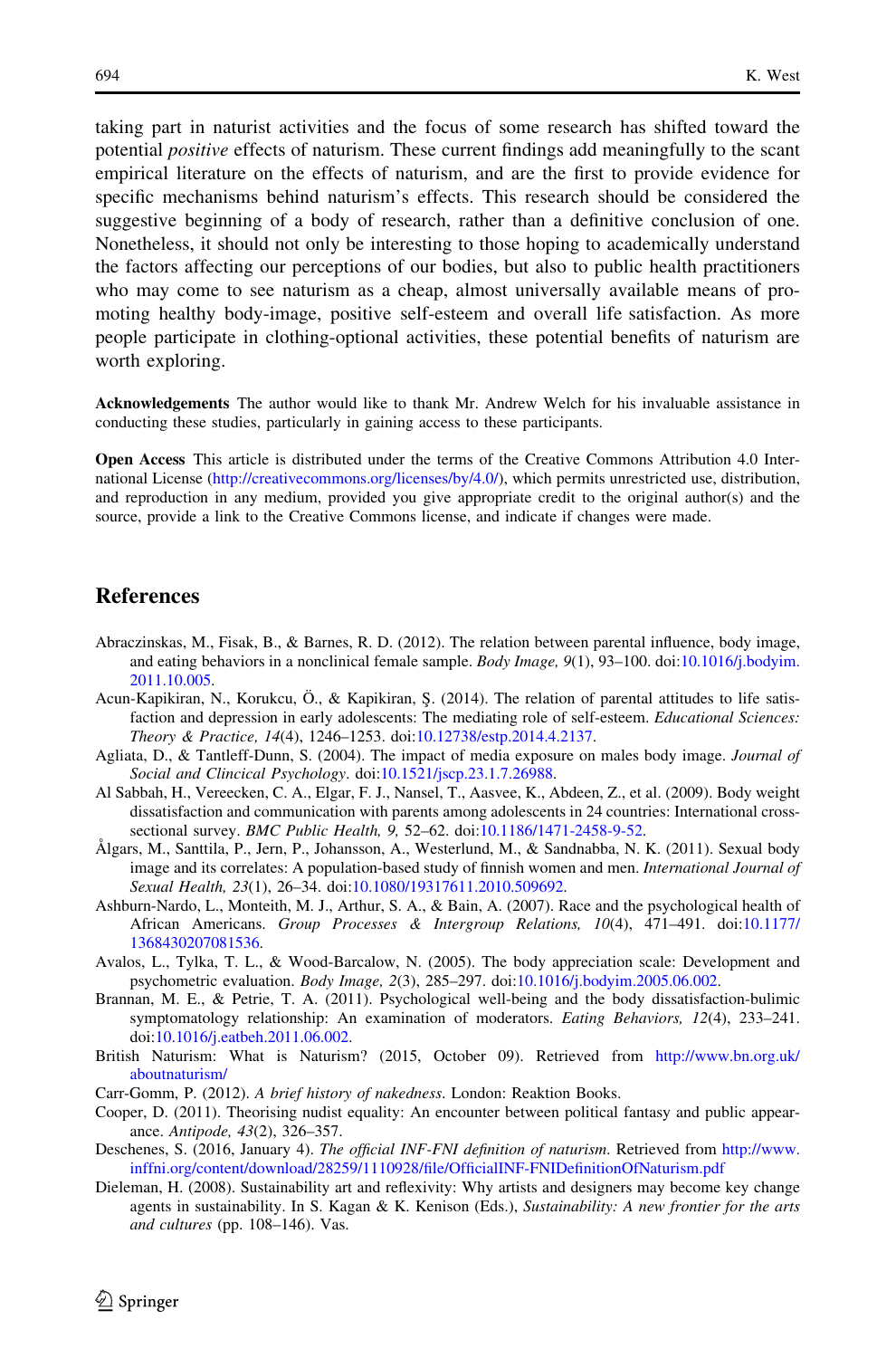taking part in naturist activities and the focus of some research has shifted toward the potential *positive* effects of naturism. These current findings add meaningfully to the scant empirical literature on the effects of naturism, and are the first to provide evidence for specific mechanisms behind naturism's effects. This research should be considered the suggestive beginning of a body of research, rather than a definitive conclusion of one. Nonetheless, it should not only be interesting to those hoping to academically understand the factors affecting our perceptions of our bodies, but also to public health practitioners who may come to see naturism as a cheap, almost universally available means of promoting healthy body-image, positive self-esteem and overall life satisfaction. As more people participate in clothing-optional activities, these potential benefits of naturism are worth exploring.

**Acknowledgements** The author would like to thank Mr. Andrew Welch for his invaluable assistance in conducting these studies, particularly in gaining access to these participants.

**Open Access** This article is distributed under the terms of the Creative Commons Attribution 4.0 International License (http://creativecommons.org/licenses/by/4.0/), which permits unrestricted use, distribution, and reproduction in any medium, provided you give appropriate credit to the original author(s) and the source, provide a link to the Creative Commons license, and indicate if changes were made.

## References

Abraczinskas, M., Fisak, B., & Barnes, R. D. (2012). The relation between parental influence, body image, and eating behaviors in a nonclinical female sample. *Body Image, 9*(1), 93–100. doi:10.1016/j.bodyim.2011.10.005.

Acun-Kapikiran, N., Korukcu, Ö., & Kapikiran, Ş. (2014). The relation of parental attitudes to life satisfaction and depression in early adolescents: The mediating role of self-esteem. *Educational Sciences: Theory & Practice, 14*(4), 1246–1253. doi:10.12738/estp.2014.4.2137.

Agliata, D., & Tantleff-Dunn, S. (2004). The impact of media exposure on males body image. *Journal of Social and Clincical Psychology*. doi:10.1521/jscp.23.1.7.26988.

Al Sabbah, H., Vereecken, C. A., Elgar, F. J., Nansel, T., Aasvee, K., Abdeen, Z., et al. (2009). Body weight dissatisfaction and communication with parents among adolescents in 24 countries: International cross-sectional survey. *BMC Public Health, 9,* 52–62. doi:10.1186/1471-2458-9-52.

Ålgars, M., Santtila, P., Jern, P., Johansson, A., Westerlund, M., & Sandnabba, N. K. (2011). Sexual body image and its correlates: A population-based study of finnish women and men. *International Journal of Sexual Health, 23*(1), 26–34. doi:10.1080/19317611.2010.509692.

Ashburn-Nardo, L., Monteith, M. J., Arthur, S. A., & Bain, A. (2007). Race and the psychological health of African Americans. *Group Processes & Intergroup Relations, 10*(4), 471–491. doi:10.1177/1368430207081536.

Avalos, L., Tylka, T. L., & Wood-Barcalow, N. (2005). The body appreciation scale: Development and psychometric evaluation. *Body Image, 2*(3), 285–297. doi:10.1016/j.bodyim.2005.06.002.

Brannan, M. E., & Petrie, T. A. (2011). Psychological well-being and the body dissatisfaction-bulimic symptomatology relationship: An examination of moderators. *Eating Behaviors, 12*(4), 233–241. doi:10.1016/j.eatbeh.2011.06.002.

British Naturism: What is Naturism? (2015, October 09). Retrieved from http://www.bn.org.uk/aboutnaturism/

Carr-Gomm, P. (2012). *A brief history of nakedness*. London: Reaktion Books.

Cooper, D. (2011). Theorising nudist equality: An encounter between political fantasy and public appearance. *Antipode, 43*(2), 326–357.

Deschenes, S. (2016, January 4). *The official INF-FNI definition of naturism*. Retrieved from http://www.inffni.org/content/download/28259/1110928/file/OfficialINF-FNIDefinitionOfNaturism.pdf

Dieleman, H. (2008). Sustainability art and reflexivity: Why artists and designers may become key change agents in sustainability. In S. Kagan & K. Kenison (Eds.), *Sustainability: A new frontier for the arts and cultures* (pp. 108–146). Vas.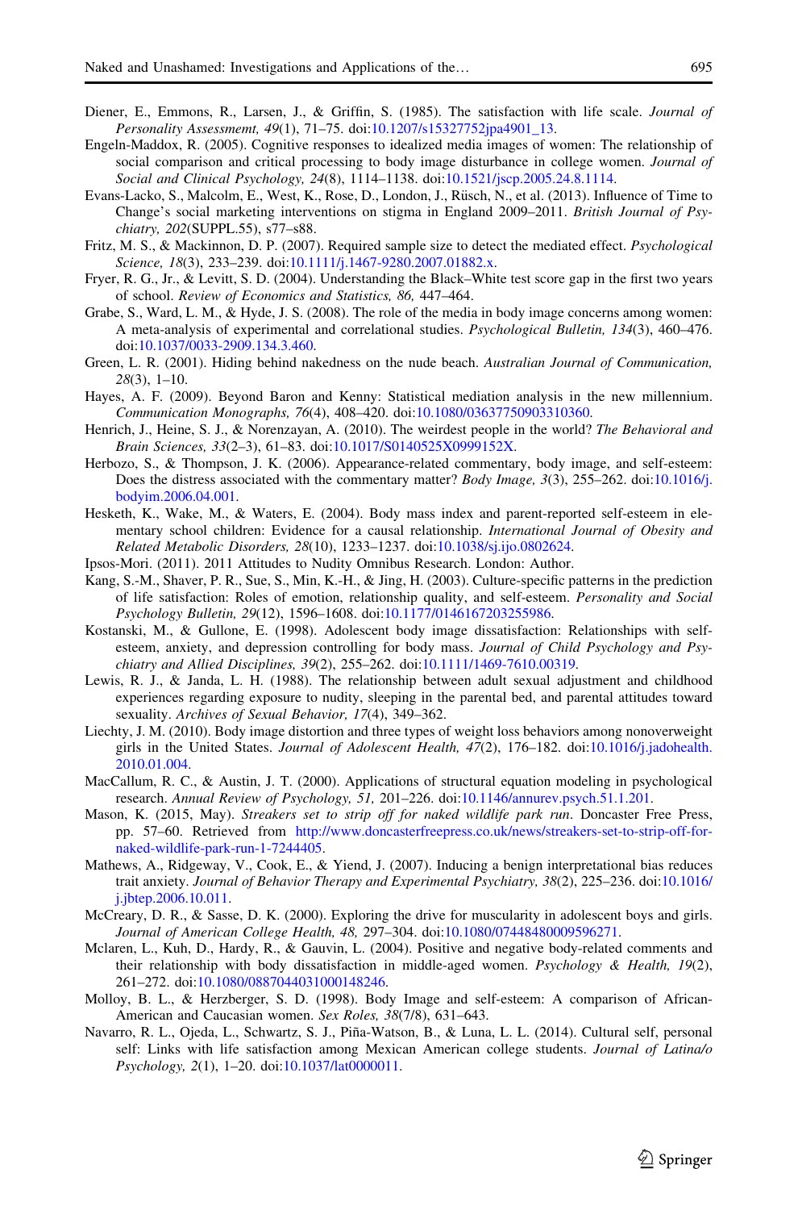Diener, E., Emmons, R., Larsen, J., & Griffin, S. (1985). The satisfaction with life scale. *Journal of Personality Assessmemt, 49*(1), 71–75. doi:10.1207/s15327752jpa4901_13.

Engeln-Maddox, R. (2005). Cognitive responses to idealized media images of women: The relationship of social comparison and critical processing to body image disturbance in college women. *Journal of Social and Clinical Psychology, 24*(8), 1114–1138. doi:10.1521/jscp.2005.24.8.1114.

Evans-Lacko, S., Malcolm, E., West, K., Rose, D., London, J., Rüsch, N., et al. (2013). Influence of Time to Change's social marketing interventions on stigma in England 2009–2011. *British Journal of Psychiatry, 202*(SUPPL.55), s77–s88.

Fritz, M. S., & Mackinnon, D. P. (2007). Required sample size to detect the mediated effect. *Psychological Science, 18*(3), 233–239. doi:10.1111/j.1467-9280.2007.01882.x.

Fryer, R. G., Jr., & Levitt, S. D. (2004). Understanding the Black–White test score gap in the first two years of school. *Review of Economics and Statistics, 86,* 447–464.

Grabe, S., Ward, L. M., & Hyde, J. S. (2008). The role of the media in body image concerns among women: A meta-analysis of experimental and correlational studies. *Psychological Bulletin, 134*(3), 460–476. doi:10.1037/0033-2909.134.3.460.

Green, L. R. (2001). Hiding behind nakedness on the nude beach. *Australian Journal of Communication, 28*(3), 1–10.

Hayes, A. F. (2009). Beyond Baron and Kenny: Statistical mediation analysis in the new millennium. *Communication Monographs, 76*(4), 408–420. doi:10.1080/03637750903310360.

Henrich, J., Heine, S. J., & Norenzayan, A. (2010). The weirdest people in the world? *The Behavioral and Brain Sciences, 33*(2–3), 61–83. doi:10.1017/S0140525X0999152X.

Herbozo, S., & Thompson, J. K. (2006). Appearance-related commentary, body image, and self-esteem: Does the distress associated with the commentary matter? *Body Image, 3*(3), 255–262. doi:10.1016/j.bodyim.2006.04.001.

Hesketh, K., Wake, M., & Waters, E. (2004). Body mass index and parent-reported self-esteem in elementary school children: Evidence for a causal relationship. *International Journal of Obesity and Related Metabolic Disorders, 28*(10), 1233–1237. doi:10.1038/sj.ijo.0802624.

Ipsos-Mori. (2011). 2011 Attitudes to Nudity Omnibus Research. London: Author.

Kang, S.-M., Shaver, P. R., Sue, S., Min, K.-H., & Jing, H. (2003). Culture-specific patterns in the prediction of life satisfaction: Roles of emotion, relationship quality, and self-esteem. *Personality and Social Psychology Bulletin, 29*(12), 1596–1608. doi:10.1177/0146167203255986.

Kostanski, M., & Gullone, E. (1998). Adolescent body image dissatisfaction: Relationships with self-esteem, anxiety, and depression controlling for body mass. *Journal of Child Psychology and Psychiatry and Allied Disciplines, 39*(2), 255–262. doi:10.1111/1469-7610.00319.

Lewis, R. J., & Janda, L. H. (1988). The relationship between adult sexual adjustment and childhood experiences regarding exposure to nudity, sleeping in the parental bed, and parental attitudes toward sexuality. *Archives of Sexual Behavior, 17*(4), 349–362.

Liechty, J. M. (2010). Body image distortion and three types of weight loss behaviors among nonoverweight girls in the United States. *Journal of Adolescent Health, 47*(2), 176–182. doi:10.1016/j.jadohealth.2010.01.004.

MacCallum, R. C., & Austin, J. T. (2000). Applications of structural equation modeling in psychological research. *Annual Review of Psychology, 51,* 201–226. doi:10.1146/annurev.psych.51.1.201.

Mason, K. (2015, May). *Streakers set to strip off for naked wildlife park run*. Doncaster Free Press, pp. 57–60. Retrieved from http://www.doncasterfreepress.co.uk/news/streakers-set-to-strip-off-for-naked-wildlife-park-run-1-7244405.

Mathews, A., Ridgeway, V., Cook, E., & Yiend, J. (2007). Inducing a benign interpretational bias reduces trait anxiety. *Journal of Behavior Therapy and Experimental Psychiatry, 38*(2), 225–236. doi:10.1016/j.jbtep.2006.10.011.

McCreary, D. R., & Sasse, D. K. (2000). Exploring the drive for muscularity in adolescent boys and girls. *Journal of American College Health, 48,* 297–304. doi:10.1080/07448480009596271.

Mclaren, L., Kuh, D., Hardy, R., & Gauvin, L. (2004). Positive and negative body-related comments and their relationship with body dissatisfaction in middle-aged women. *Psychology & Health, 19*(2), 261–272. doi:10.1080/08870440310001482 46.

Molloy, B. L., & Herzberger, S. D. (1998). Body Image and self-esteem: A comparison of African-American and Caucasian women. *Sex Roles, 38*(7/8), 631–643.

Navarro, R. L., Ojeda, L., Schwartz, S. J., Piña-Watson, B., & Luna, L. L. (2014). Cultural self, personal self: Links with life satisfaction among Mexican American college students. *Journal of Latina/o Psychology, 2*(1), 1–20. doi:10.1037/lat0000011.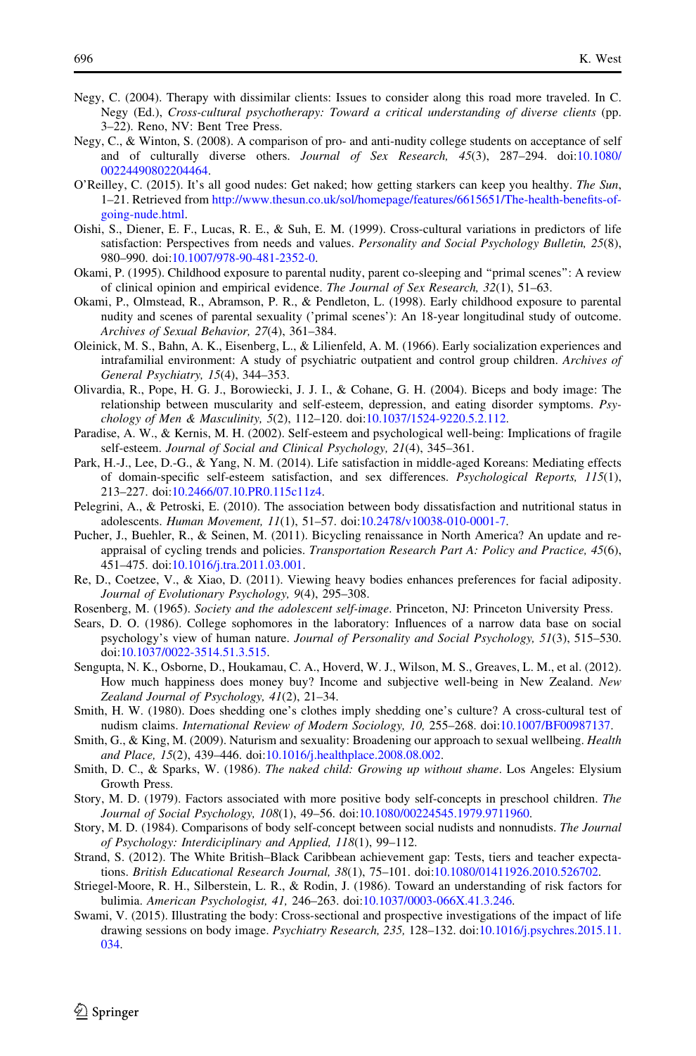Negy, C. (2004). Therapy with dissimilar clients: Issues to consider along this road more traveled. In C. Negy (Ed.), *Cross-cultural psychotherapy: Toward a critical understanding of diverse clients* (pp. 3–22). Reno, NV: Bent Tree Press.

Negy, C., & Winton, S. (2008). A comparison of pro- and anti-nudity college students on acceptance of self and of culturally diverse others. *Journal of Sex Research, 45*(3), 287–294. doi:10.1080/00224490802204464.

O'Reilley, C. (2015). It's all good nudes: Get naked; how getting starkers can keep you healthy. *The Sun*, 1–21. Retrieved from http://www.thesun.co.uk/sol/homepage/features/6615651/The-health-benefits-of-going-nude.html.

Oishi, S., Diener, E. F., Lucas, R. E., & Suh, E. M. (1999). Cross-cultural variations in predictors of life satisfaction: Perspectives from needs and values. *Personality and Social Psychology Bulletin, 25*(8), 980–990. doi:10.1007/978-90-481-2352-0.

Okami, P. (1995). Childhood exposure to parental nudity, parent co-sleeping and "primal scenes": A review of clinical opinion and empirical evidence. *The Journal of Sex Research, 32*(1), 51–63.

Okami, P., Olmstead, R., Abramson, P. R., & Pendleton, L. (1998). Early childhood exposure to parental nudity and scenes of parental sexuality ('primal scenes'): An 18-year longitudinal study of outcome. *Archives of Sexual Behavior, 27*(4), 361–384.

Oleinick, M. S., Bahn, A. K., Eisenberg, L., & Lilienfeld, A. M. (1966). Early socialization experiences and intrafamilial environment: A study of psychiatric outpatient and control group children. *Archives of General Psychiatry, 15*(4), 344–353.

Olivardia, R., Pope, H. G. J., Borowiecki, J. J. I., & Cohane, G. H. (2004). Biceps and body image: The relationship between muscularity and self-esteem, depression, and eating disorder symptoms. *Psychology of Men & Masculinity, 5*(2), 112–120. doi:10.1037/1524-9220.5.2.112.

Paradise, A. W., & Kernis, M. H. (2002). Self-esteem and psychological well-being: Implications of fragile self-esteem. *Journal of Social and Clinical Psychology, 21*(4), 345–361.

Park, H.-J., Lee, D.-G., & Yang, N. M. (2014). Life satisfaction in middle-aged Koreans: Mediating effects of domain-specific self-esteem satisfaction, and sex differences. *Psychological Reports, 115*(1), 213–227. doi:10.2466/07.10.PR0.115c11z4.

Pelegrini, A., & Petroski, E. (2010). The association between body dissatisfaction and nutritional status in adolescents. *Human Movement, 11*(1), 51–57. doi:10.2478/v10038-010-0001-7.

Pucher, J., Buehler, R., & Seinen, M. (2011). Bicycling renaissance in North America? An update and re-appraisal of cycling trends and policies. *Transportation Research Part A: Policy and Practice, 45*(6), 451–475. doi:10.1016/j.tra.2011.03.001.

Re, D., Coetzee, V., & Xiao, D. (2011). Viewing heavy bodies enhances preferences for facial adiposity. *Journal of Evolutionary Psychology, 9*(4), 295–308.

Rosenberg, M. (1965). *Society and the adolescent self-image*. Princeton, NJ: Princeton University Press.

Sears, D. O. (1986). College sophomores in the laboratory: Influences of a narrow data base on social psychology's view of human nature. *Journal of Personality and Social Psychology, 51*(3), 515–530. doi:10.1037/0022-3514.51.3.515.

Sengupta, N. K., Osborne, D., Houkamau, C. A., Hoverd, W. J., Wilson, M. S., Greaves, L. M., et al. (2012). How much happiness does money buy? Income and subjective well-being in New Zealand. *New Zealand Journal of Psychology, 41*(2), 21–34.

Smith, H. W. (1980). Does shedding one's clothes imply shedding one's culture? A cross-cultural test of nudism claims. *International Review of Modern Sociology, 10,* 255–268. doi:10.1007/BF00987137.

Smith, G., & King, M. (2009). Naturism and sexuality: Broadening our approach to sexual wellbeing. *Health and Place, 15*(2), 439–446. doi:10.1016/j.healthplace.2008.08.002.

Smith, D. C., & Sparks, W. (1986). *The naked child: Growing up without shame*. Los Angeles: Elysium Growth Press.

Story, M. D. (1979). Factors associated with more positive body self-concepts in preschool children. *The Journal of Social Psychology, 108*(1), 49–56. doi:10.1080/00224545.1979.9711960.

Story, M. D. (1984). Comparisons of body self-concept between social nudists and nonnudists. *The Journal of Psychology: Interdisciplinary and Applied, 118*(1), 99–112.

Strand, S. (2012). The White British–Black Caribbean achievement gap: Tests, tiers and teacher expectations. *British Educational Research Journal, 38*(1), 75–101. doi:10.1080/01411926.2010.526702.

Striegel-Moore, R. H., Silberstein, L. R., & Rodin, J. (1986). Toward an understanding of risk factors for bulimia. *American Psychologist, 41,* 246–263. doi:10.1037/0003-066X.41.3.246.

Swami, V. (2015). Illustrating the body: Cross-sectional and prospective investigations of the impact of life drawing sessions on body image. *Psychiatry Research, 235,* 128–132. doi:10.1016/j.psychres.2015.11.034.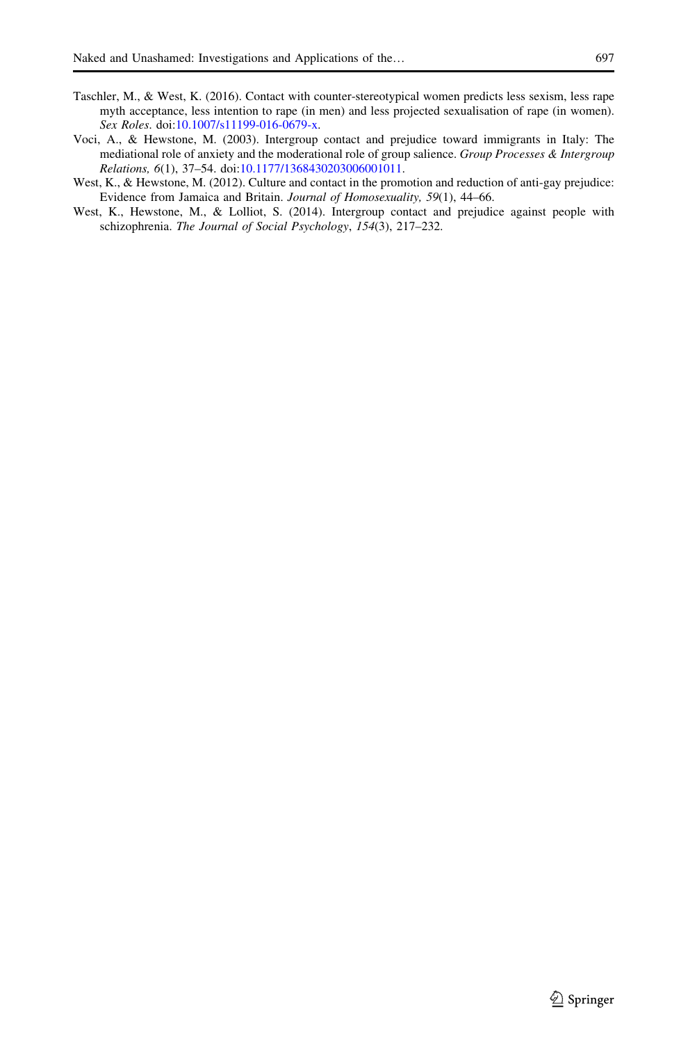Taschler, M., & West, K. (2016). Contact with counter-stereotypical women predicts less sexism, less rape myth acceptance, less intention to rape (in men) and less projected sexualisation of rape (in women). *Sex Roles*. doi:10.1007/s11199-016-0679-x.

Voci, A., & Hewstone, M. (2003). Intergroup contact and prejudice toward immigrants in Italy: The mediational role of anxiety and the moderational role of group salience. *Group Processes & Intergroup Relations, 6*(1), 37–54. doi:10.1177/1368430203006001011.

West, K., & Hewstone, M. (2012). Culture and contact in the promotion and reduction of anti-gay prejudice: Evidence from Jamaica and Britain. *Journal of Homosexuality, 59*(1), 44–66.

West, K., Hewstone, M., & Lolliot, S. (2014). Intergroup contact and prejudice against people with schizophrenia. *The Journal of Social Psychology*, *154*(3), 217–232.